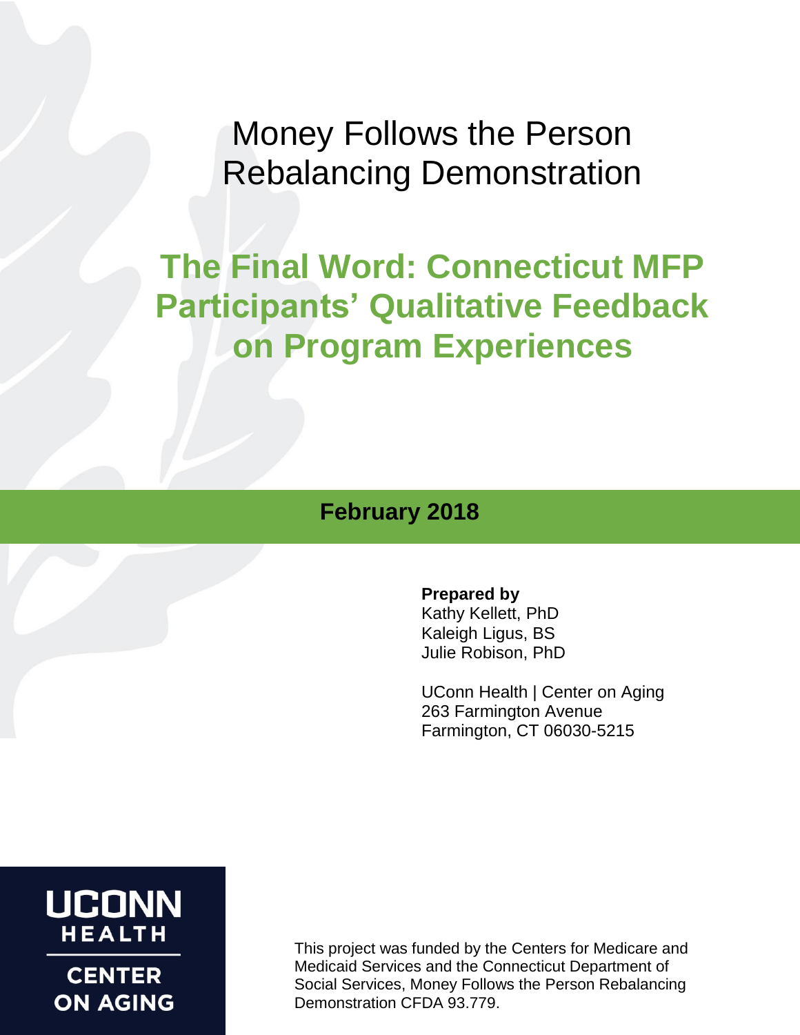# Money Follows the Person Rebalancing Demonstration

# The Final Word: Connecticut MFP Participants' Qualitative Feedback on Program Experiences

**February 2018**

**Prepared by**
Kathy Kellett, PhD
Kaleigh Ligus, BS
Julie Robison, PhD

UConn Health | Center on Aging
263 Farmington Avenue
Farmington, CT 06030-5215

UCONN HEALTH
CENTER ON AGING

This project was funded by the Centers for Medicare and Medicaid Services and the Connecticut Department of Social Services, Money Follows the Person Rebalancing Demonstration CFDA 93.779.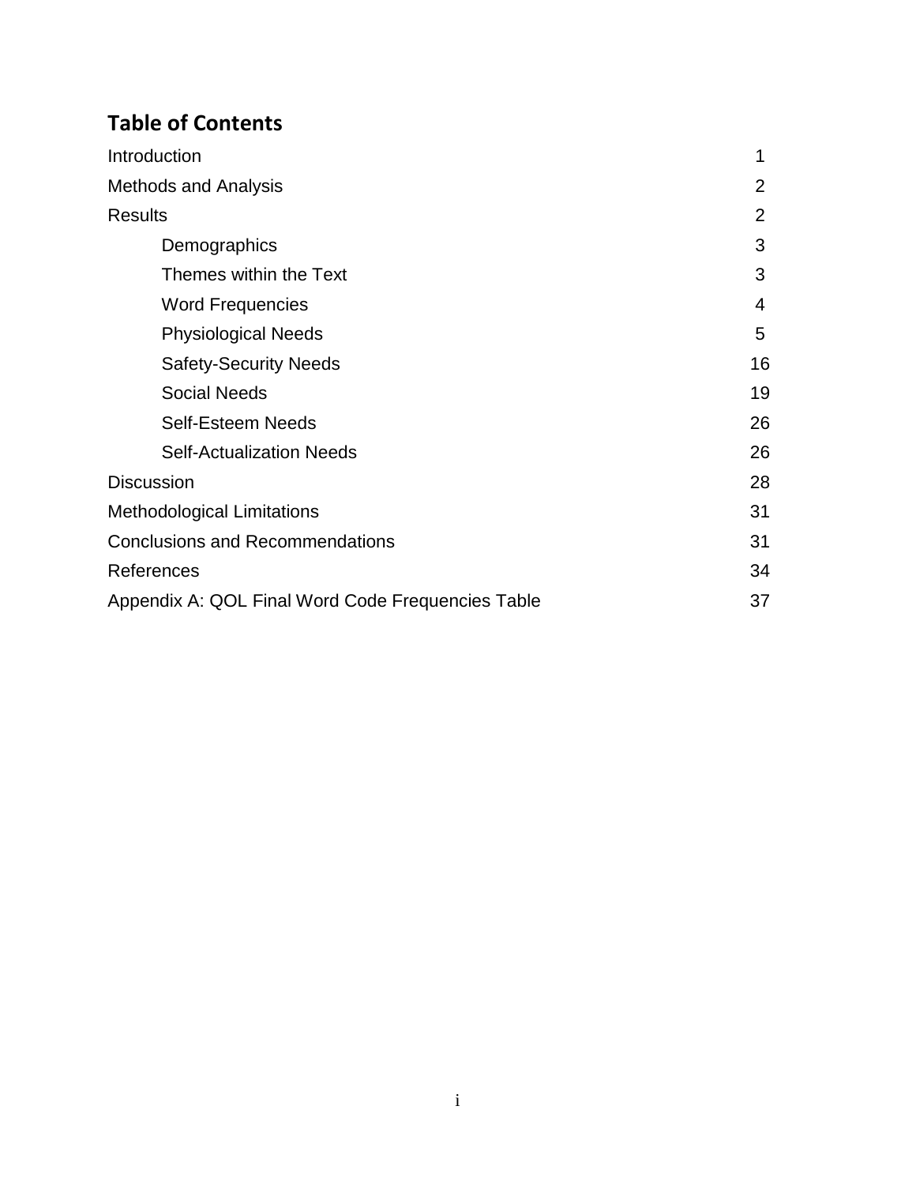## Table of Contents

| | |
|---|---|
| Introduction | 1 |
| Methods and Analysis | 2 |
| Results | 2 |
| Demographics | 3 |
| Themes within the Text | 3 |
| Word Frequencies | 4 |
| Physiological Needs | 5 |
| Safety-Security Needs | 16 |
| Social Needs | 19 |
| Self-Esteem Needs | 26 |
| Self-Actualization Needs | 26 |
| Discussion | 28 |
| Methodological Limitations | 31 |
| Conclusions and Recommendations | 31 |
| References | 34 |
| Appendix A: QOL Final Word Code Frequencies Table | 37 |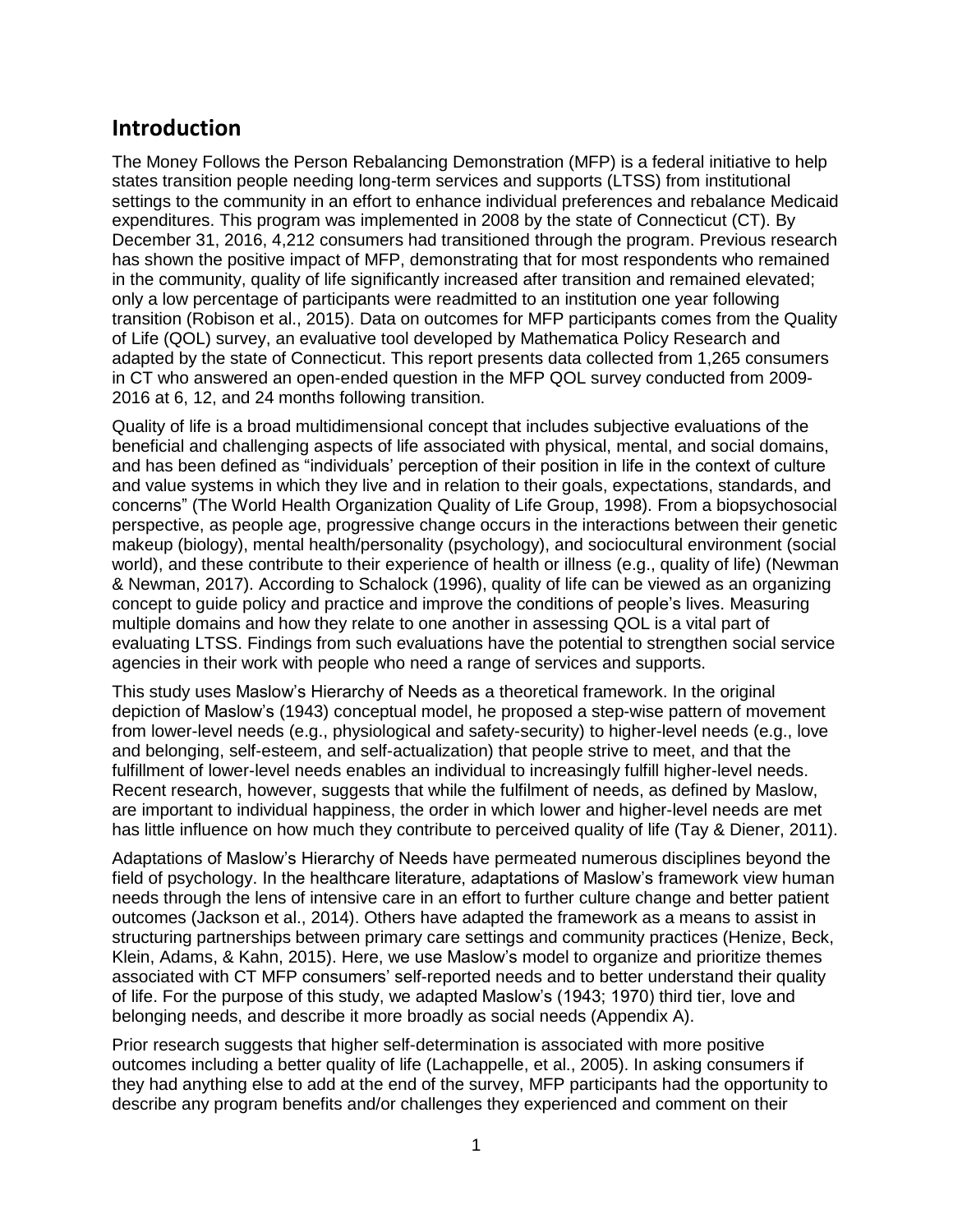## Introduction

The Money Follows the Person Rebalancing Demonstration (MFP) is a federal initiative to help states transition people needing long-term services and supports (LTSS) from institutional settings to the community in an effort to enhance individual preferences and rebalance Medicaid expenditures. This program was implemented in 2008 by the state of Connecticut (CT). By December 31, 2016, 4,212 consumers had transitioned through the program. Previous research has shown the positive impact of MFP, demonstrating that for most respondents who remained in the community, quality of life significantly increased after transition and remained elevated; only a low percentage of participants were readmitted to an institution one year following transition (Robison et al., 2015). Data on outcomes for MFP participants comes from the Quality of Life (QOL) survey, an evaluative tool developed by Mathematica Policy Research and adapted by the state of Connecticut. This report presents data collected from 1,265 consumers in CT who answered an open-ended question in the MFP QOL survey conducted from 2009-2016 at 6, 12, and 24 months following transition.

Quality of life is a broad multidimensional concept that includes subjective evaluations of the beneficial and challenging aspects of life associated with physical, mental, and social domains, and has been defined as "individuals' perception of their position in life in the context of culture and value systems in which they live and in relation to their goals, expectations, standards, and concerns" (The World Health Organization Quality of Life Group, 1998). From a biopsychosocial perspective, as people age, progressive change occurs in the interactions between their genetic makeup (biology), mental health/personality (psychology), and sociocultural environment (social world), and these contribute to their experience of health or illness (e.g., quality of life) (Newman & Newman, 2017). According to Schalock (1996), quality of life can be viewed as an organizing concept to guide policy and practice and improve the conditions of people's lives. Measuring multiple domains and how they relate to one another in assessing QOL is a vital part of evaluating LTSS. Findings from such evaluations have the potential to strengthen social service agencies in their work with people who need a range of services and supports.

This study uses Maslow's Hierarchy of Needs as a theoretical framework. In the original depiction of Maslow's (1943) conceptual model, he proposed a step-wise pattern of movement from lower-level needs (e.g., physiological and safety-security) to higher-level needs (e.g., love and belonging, self-esteem, and self-actualization) that people strive to meet, and that the fulfillment of lower-level needs enables an individual to increasingly fulfill higher-level needs. Recent research, however, suggests that while the fulfilment of needs, as defined by Maslow, are important to individual happiness, the order in which lower and higher-level needs are met has little influence on how much they contribute to perceived quality of life (Tay & Diener, 2011).

Adaptations of Maslow's Hierarchy of Needs have permeated numerous disciplines beyond the field of psychology. In the healthcare literature, adaptations of Maslow's framework view human needs through the lens of intensive care in an effort to further culture change and better patient outcomes (Jackson et al., 2014). Others have adapted the framework as a means to assist in structuring partnerships between primary care settings and community practices (Henize, Beck, Klein, Adams, & Kahn, 2015). Here, we use Maslow's model to organize and prioritize themes associated with CT MFP consumers' self-reported needs and to better understand their quality of life. For the purpose of this study, we adapted Maslow's (1943; 1970) third tier, love and belonging needs, and describe it more broadly as social needs (Appendix A).

Prior research suggests that higher self-determination is associated with more positive outcomes including a better quality of life (Lachappelle, et al., 2005). In asking consumers if they had anything else to add at the end of the survey, MFP participants had the opportunity to describe any program benefits and/or challenges they experienced and comment on their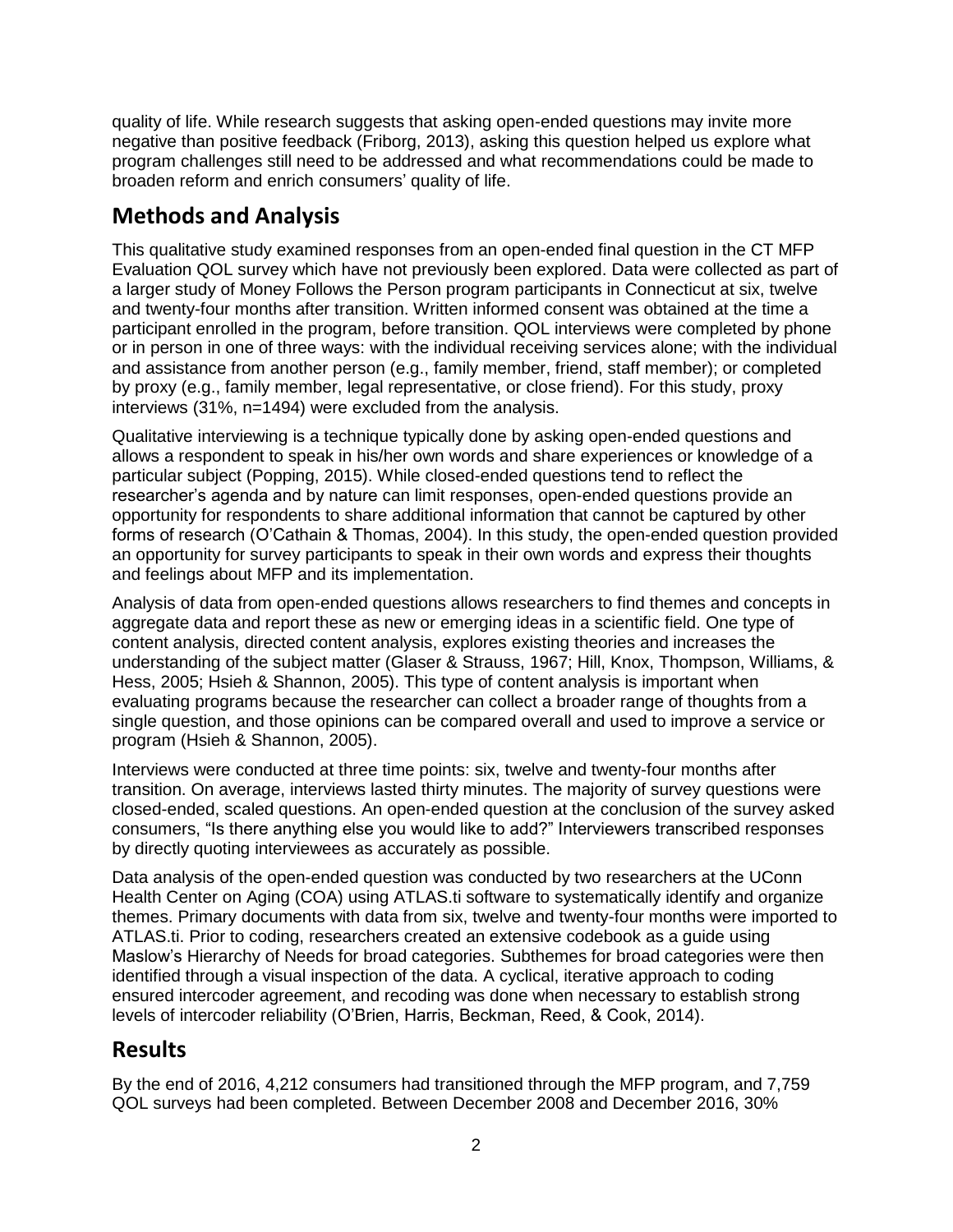quality of life. While research suggests that asking open-ended questions may invite more negative than positive feedback (Friborg, 2013), asking this question helped us explore what program challenges still need to be addressed and what recommendations could be made to broaden reform and enrich consumers' quality of life.

## Methods and Analysis

This qualitative study examined responses from an open-ended final question in the CT MFP Evaluation QOL survey which have not previously been explored. Data were collected as part of a larger study of Money Follows the Person program participants in Connecticut at six, twelve and twenty-four months after transition. Written informed consent was obtained at the time a participant enrolled in the program, before transition. QOL interviews were completed by phone or in person in one of three ways: with the individual receiving services alone; with the individual and assistance from another person (e.g., family member, friend, staff member); or completed by proxy (e.g., family member, legal representative, or close friend). For this study, proxy interviews (31%, n=1494) were excluded from the analysis.

Qualitative interviewing is a technique typically done by asking open-ended questions and allows a respondent to speak in his/her own words and share experiences or knowledge of a particular subject (Popping, 2015). While closed-ended questions tend to reflect the researcher's agenda and by nature can limit responses, open-ended questions provide an opportunity for respondents to share additional information that cannot be captured by other forms of research (O'Cathain & Thomas, 2004). In this study, the open-ended question provided an opportunity for survey participants to speak in their own words and express their thoughts and feelings about MFP and its implementation.

Analysis of data from open-ended questions allows researchers to find themes and concepts in aggregate data and report these as new or emerging ideas in a scientific field. One type of content analysis, directed content analysis, explores existing theories and increases the understanding of the subject matter (Glaser & Strauss, 1967; Hill, Knox, Thompson, Williams, & Hess, 2005; Hsieh & Shannon, 2005). This type of content analysis is important when evaluating programs because the researcher can collect a broader range of thoughts from a single question, and those opinions can be compared overall and used to improve a service or program (Hsieh & Shannon, 2005).

Interviews were conducted at three time points: six, twelve and twenty-four months after transition. On average, interviews lasted thirty minutes. The majority of survey questions were closed-ended, scaled questions. An open-ended question at the conclusion of the survey asked consumers, "Is there anything else you would like to add?" Interviewers transcribed responses by directly quoting interviewees as accurately as possible.

Data analysis of the open-ended question was conducted by two researchers at the UConn Health Center on Aging (COA) using ATLAS.ti software to systematically identify and organize themes. Primary documents with data from six, twelve and twenty-four months were imported to ATLAS.ti. Prior to coding, researchers created an extensive codebook as a guide using Maslow's Hierarchy of Needs for broad categories. Subthemes for broad categories were then identified through a visual inspection of the data. A cyclical, iterative approach to coding ensured intercoder agreement, and recoding was done when necessary to establish strong levels of intercoder reliability (O'Brien, Harris, Beckman, Reed, & Cook, 2014).

## Results

By the end of 2016, 4,212 consumers had transitioned through the MFP program, and 7,759 QOL surveys had been completed. Between December 2008 and December 2016, 30%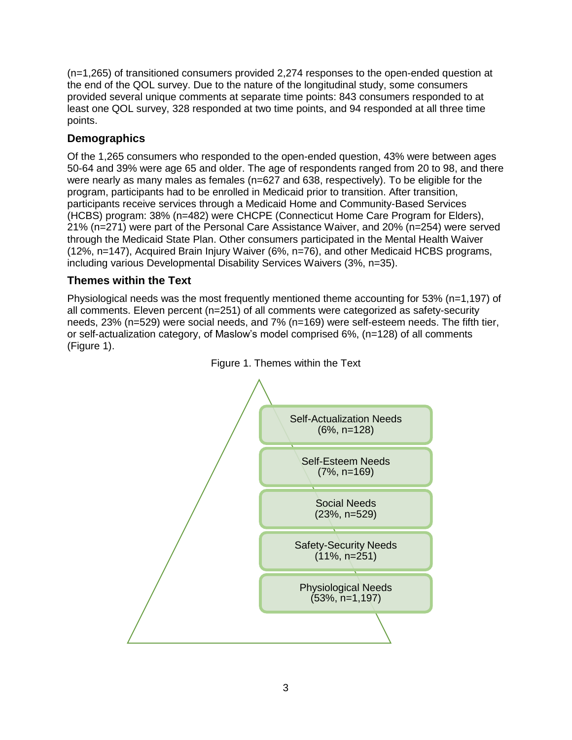(n=1,265) of transitioned consumers provided 2,274 responses to the open-ended question at the end of the QOL survey. Due to the nature of the longitudinal study, some consumers provided several unique comments at separate time points: 843 consumers responded to at least one QOL survey, 328 responded at two time points, and 94 responded at all three time points.

## Demographics

Of the 1,265 consumers who responded to the open-ended question, 43% were between ages 50-64 and 39% were age 65 and older. The age of respondents ranged from 20 to 98, and there were nearly as many males as females (n=627 and 638, respectively). To be eligible for the program, participants had to be enrolled in Medicaid prior to transition. After transition, participants receive services through a Medicaid Home and Community-Based Services (HCBS) program: 38% (n=482) were CHCPE (Connecticut Home Care Program for Elders), 21% (n=271) were part of the Personal Care Assistance Waiver, and 20% (n=254) were served through the Medicaid State Plan. Other consumers participated in the Mental Health Waiver (12%, n=147), Acquired Brain Injury Waiver (6%, n=76), and other Medicaid HCBS programs, including various Developmental Disability Services Waivers (3%, n=35).

## Themes within the Text

Physiological needs was the most frequently mentioned theme accounting for 53% (n=1,197) of all comments. Eleven percent (n=251) of all comments were categorized as safety-security needs, 23% (n=529) were social needs, and 7% (n=169) were self-esteem needs. The fifth tier, or self-actualization category, of Maslow's model comprised 6%, (n=128) of all comments (Figure 1).

Figure 1. Themes within the Text

Self-Actualization Needs (6%, n=128)

Self-Esteem Needs (7%, n=169)

Social Needs (23%, n=529)

Safety-Security Needs (11%, n=251)

Physiological Needs (53%, n=1,197)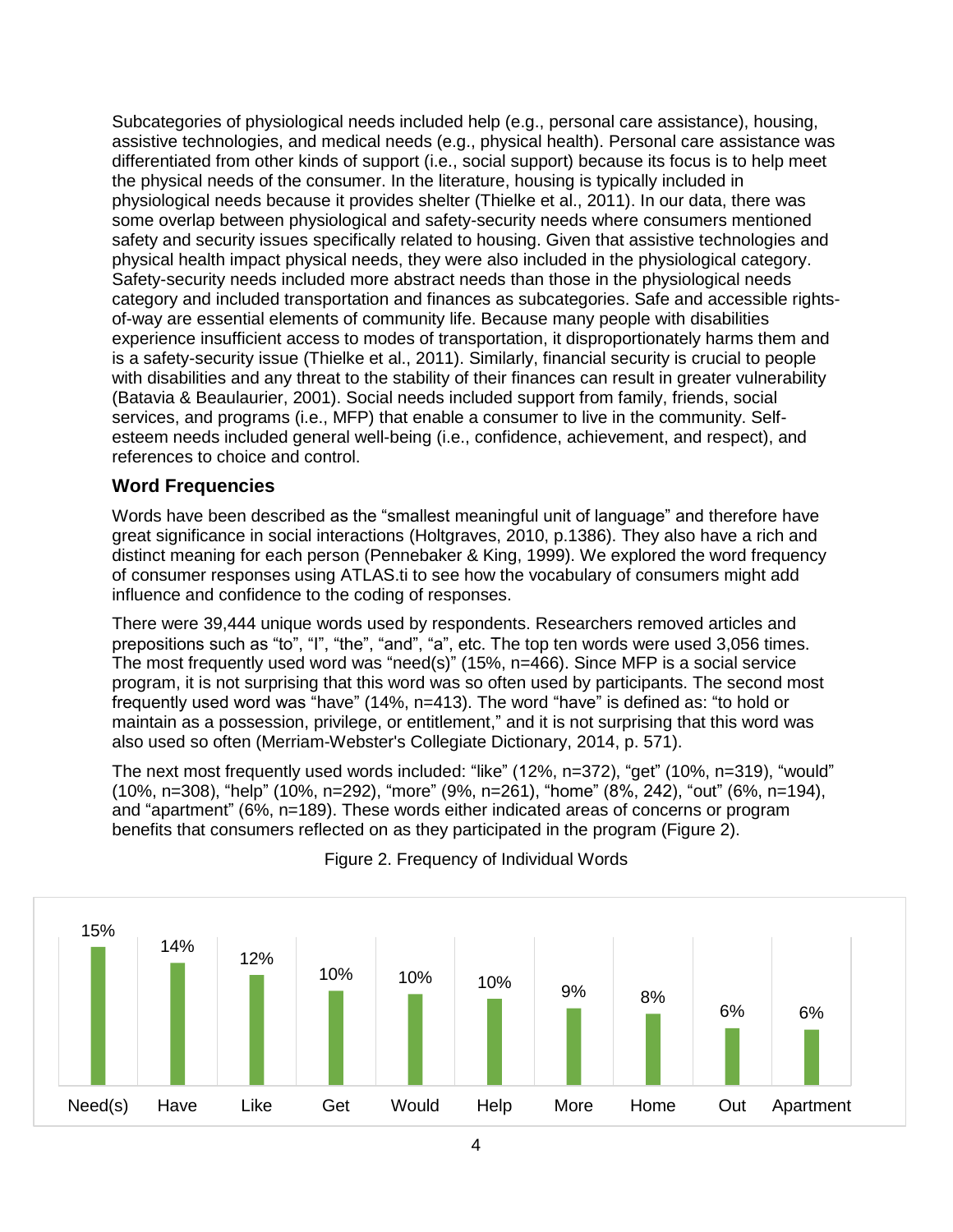Subcategories of physiological needs included help (e.g., personal care assistance), housing, assistive technologies, and medical needs (e.g., physical health). Personal care assistance was differentiated from other kinds of support (i.e., social support) because its focus is to help meet the physical needs of the consumer. In the literature, housing is typically included in physiological needs because it provides shelter (Thielke et al., 2011). In our data, there was some overlap between physiological and safety-security needs where consumers mentioned safety and security issues specifically related to housing. Given that assistive technologies and physical health impact physical needs, they were also included in the physiological category. Safety-security needs included more abstract needs than those in the physiological needs category and included transportation and finances as subcategories. Safe and accessible rights-of-way are essential elements of community life. Because many people with disabilities experience insufficient access to modes of transportation, it disproportionately harms them and is a safety-security issue (Thielke et al., 2011). Similarly, financial security is crucial to people with disabilities and any threat to the stability of their finances can result in greater vulnerability (Batavia & Beaulaurier, 2001). Social needs included support from family, friends, social services, and programs (i.e., MFP) that enable a consumer to live in the community. Self-esteem needs included general well-being (i.e., confidence, achievement, and respect), and references to choice and control.

## Word Frequencies

Words have been described as the "smallest meaningful unit of language" and therefore have great significance in social interactions (Holtgraves, 2010, p.1386). They also have a rich and distinct meaning for each person (Pennebaker & King, 1999). We explored the word frequency of consumer responses using ATLAS.ti to see how the vocabulary of consumers might add influence and confidence to the coding of responses.

There were 39,444 unique words used by respondents. Researchers removed articles and prepositions such as "to", "I", "the", "and", "a", etc. The top ten words were used 3,056 times. The most frequently used word was "need(s)" (15%, n=466). Since MFP is a social service program, it is not surprising that this word was so often used by participants. The second most frequently used word was "have" (14%, n=413). The word "have" is defined as: "to hold or maintain as a possession, privilege, or entitlement," and it is not surprising that this word was also used so often (Merriam-Webster's Collegiate Dictionary, 2014, p. 571).

The next most frequently used words included: "like" (12%, n=372), "get" (10%, n=319), "would" (10%, n=308), "help" (10%, n=292), "more" (9%, n=261), "home" (8%, 242), "out" (6%, n=194), and "apartment" (6%, n=189). These words either indicated areas of concerns or program benefits that consumers reflected on as they participated in the program (Figure 2).

Figure 2. Frequency of Individual Words

| Need(s) | Have | Like | Get | Would | Help | More | Home | Out | Apartment |
|---|---|---|---|---|---|---|---|---|---|
| 15% | 14% | 12% | 10% | 10% | 10% | 9% | 8% | 6% | 6% |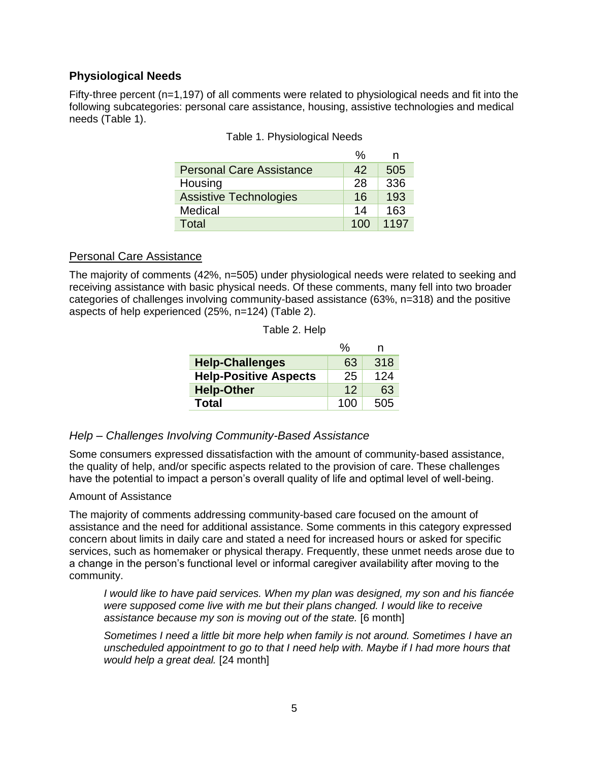## Physiological Needs

Fifty-three percent (n=1,197) of all comments were related to physiological needs and fit into the following subcategories: personal care assistance, housing, assistive technologies and medical needs (Table 1).

Table 1. Physiological Needs

| | % | n |
|---|---|---|
| Personal Care Assistance | 42 | 505 |
| Housing | 28 | 336 |
| Assistive Technologies | 16 | 193 |
| Medical | 14 | 163 |
| Total | 100 | 1197 |

### Personal Care Assistance

The majority of comments (42%, n=505) under physiological needs were related to seeking and receiving assistance with basic physical needs. Of these comments, many fell into two broader categories of challenges involving community-based assistance (63%, n=318) and the positive aspects of help experienced (25%, n=124) (Table 2).

Table 2. Help

| | % | n |
|---|---|---|
| **Help-Challenges** | 63 | 318 |
| **Help-Positive Aspects** | 25 | 124 |
| **Help-Other** | 12 | 63 |
| **Total** | 100 | 505 |

### *Help – Challenges Involving Community-Based Assistance*

Some consumers expressed dissatisfaction with the amount of community-based assistance, the quality of help, and/or specific aspects related to the provision of care. These challenges have the potential to impact a person's overall quality of life and optimal level of well-being.

#### Amount of Assistance

The majority of comments addressing community-based care focused on the amount of assistance and the need for additional assistance. Some comments in this category expressed concern about limits in daily care and stated a need for increased hours or asked for specific services, such as homemaker or physical therapy. Frequently, these unmet needs arose due to a change in the person's functional level or informal caregiver availability after moving to the community.

> *I would like to have paid services. When my plan was designed, my son and his fiancée were supposed come live with me but their plans changed. I would like to receive assistance because my son is moving out of the state.* [6 month]

> *Sometimes I need a little bit more help when family is not around. Sometimes I have an unscheduled appointment to go to that I need help with. Maybe if I had more hours that would help a great deal.* [24 month]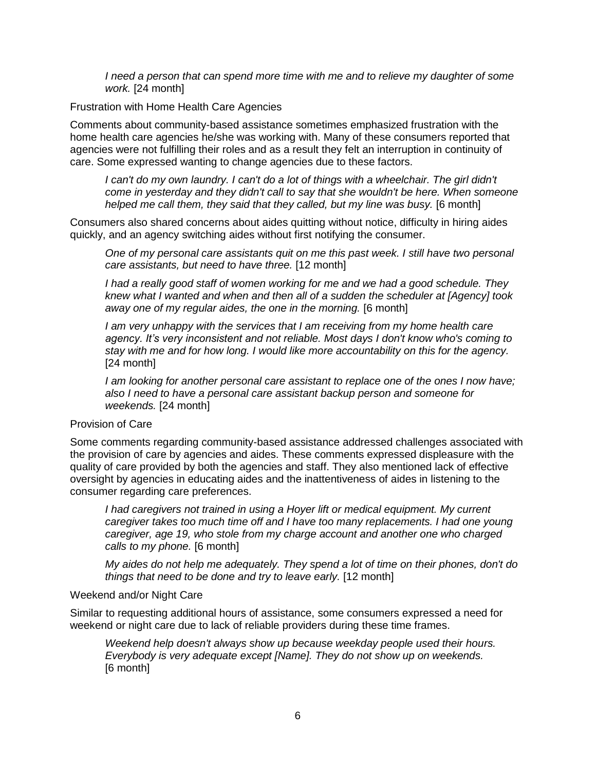*I need a person that can spend more time with me and to relieve my daughter of some work.* [24 month]

### Frustration with Home Health Care Agencies

Comments about community-based assistance sometimes emphasized frustration with the home health care agencies he/she was working with. Many of these consumers reported that agencies were not fulfilling their roles and as a result they felt an interruption in continuity of care. Some expressed wanting to change agencies due to these factors.

> *I can't do my own laundry. I can't do a lot of things with a wheelchair. The girl didn't come in yesterday and they didn't call to say that she wouldn't be here. When someone helped me call them, they said that they called, but my line was busy.* [6 month]

Consumers also shared concerns about aides quitting without notice, difficulty in hiring aides quickly, and an agency switching aides without first notifying the consumer.

> *One of my personal care assistants quit on me this past week. I still have two personal care assistants, but need to have three.* [12 month]

> *I had a really good staff of women working for me and we had a good schedule. They knew what I wanted and when and then all of a sudden the scheduler at [Agency] took away one of my regular aides, the one in the morning.* [6 month]

> *I am very unhappy with the services that I am receiving from my home health care agency. It's very inconsistent and not reliable. Most days I don't know who's coming to stay with me and for how long. I would like more accountability on this for the agency.* [24 month]

> *I am looking for another personal care assistant to replace one of the ones I now have; also I need to have a personal care assistant backup person and someone for weekends.* [24 month]

### Provision of Care

Some comments regarding community-based assistance addressed challenges associated with the provision of care by agencies and aides. These comments expressed displeasure with the quality of care provided by both the agencies and staff. They also mentioned lack of effective oversight by agencies in educating aides and the inattentiveness of aides in listening to the consumer regarding care preferences.

> *I had caregivers not trained in using a Hoyer lift or medical equipment. My current caregiver takes too much time off and I have too many replacements. I had one young caregiver, age 19, who stole from my charge account and another one who charged calls to my phone.* [6 month]

> *My aides do not help me adequately. They spend a lot of time on their phones, don't do things that need to be done and try to leave early.* [12 month]

### Weekend and/or Night Care

Similar to requesting additional hours of assistance, some consumers expressed a need for weekend or night care due to lack of reliable providers during these time frames.

> *Weekend help doesn't always show up because weekday people used their hours. Everybody is very adequate except [Name]. They do not show up on weekends.* [6 month]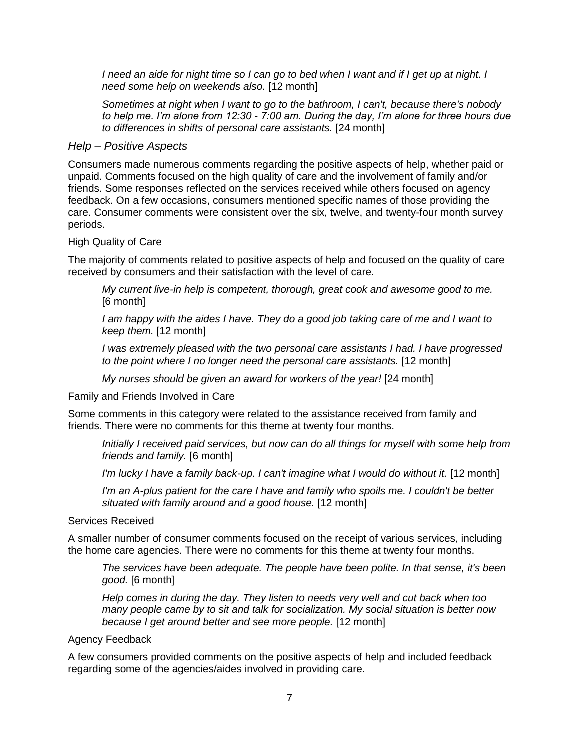*I need an aide for night time so I can go to bed when I want and if I get up at night. I need some help on weekends also.* [12 month]

*Sometimes at night when I want to go to the bathroom, I can't, because there's nobody to help me. I'm alone from 12:30 - 7:00 am. During the day, I'm alone for three hours due to differences in shifts of personal care assistants.* [24 month]

### *Help – Positive Aspects*

Consumers made numerous comments regarding the positive aspects of help, whether paid or unpaid. Comments focused on the high quality of care and the involvement of family and/or friends. Some responses reflected on the services received while others focused on agency feedback. On a few occasions, consumers mentioned specific names of those providing the care. Consumer comments were consistent over the six, twelve, and twenty-four month survey periods.

#### High Quality of Care

The majority of comments related to positive aspects of help and focused on the quality of care received by consumers and their satisfaction with the level of care.

*My current live-in help is competent, thorough, great cook and awesome good to me.* [6 month]

*I am happy with the aides I have. They do a good job taking care of me and I want to keep them.* [12 month]

*I was extremely pleased with the two personal care assistants I had. I have progressed to the point where I no longer need the personal care assistants.* [12 month]

*My nurses should be given an award for workers of the year!* [24 month]

#### Family and Friends Involved in Care

Some comments in this category were related to the assistance received from family and friends. There were no comments for this theme at twenty four months.

*Initially I received paid services, but now can do all things for myself with some help from friends and family.* [6 month]

*I'm lucky I have a family back-up. I can't imagine what I would do without it.* [12 month]

*I'm an A-plus patient for the care I have and family who spoils me. I couldn't be better situated with family around and a good house.* [12 month]

#### Services Received

A smaller number of consumer comments focused on the receipt of various services, including the home care agencies. There were no comments for this theme at twenty four months.

*The services have been adequate. The people have been polite. In that sense, it's been good.* [6 month]

*Help comes in during the day. They listen to needs very well and cut back when too many people came by to sit and talk for socialization. My social situation is better now because I get around better and see more people.* [12 month]

#### Agency Feedback

A few consumers provided comments on the positive aspects of help and included feedback regarding some of the agencies/aides involved in providing care.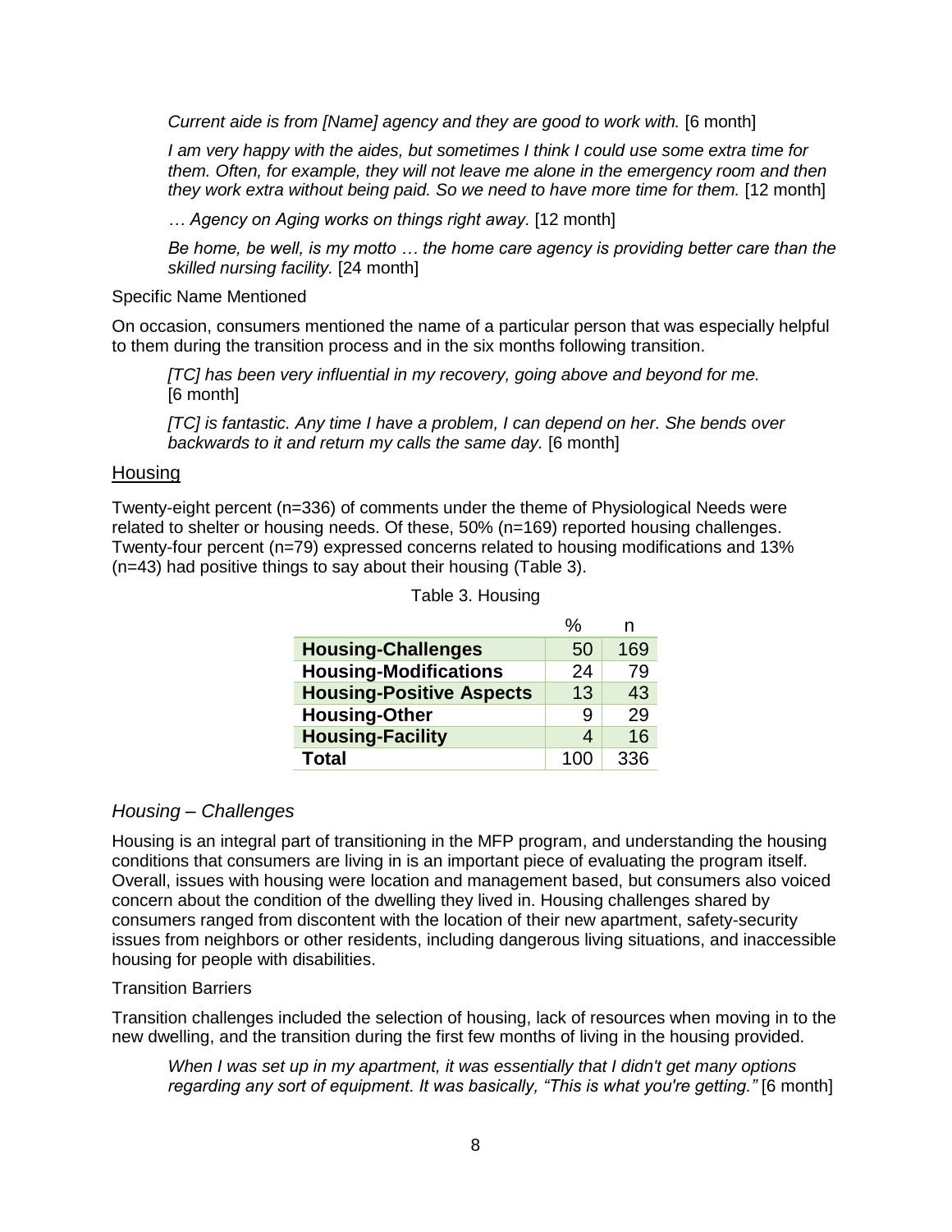> *Current aide is from [Name] agency and they are good to work with.* [6 month]

> *I am very happy with the aides, but sometimes I think I could use some extra time for them. Often, for example, they will not leave me alone in the emergency room and then they work extra without being paid. So we need to have more time for them.* [12 month]

> *… Agency on Aging works on things right away.* [12 month]

> *Be home, be well, is my motto … the home care agency is providing better care than the skilled nursing facility.* [24 month]

Specific Name Mentioned

On occasion, consumers mentioned the name of a particular person that was especially helpful to them during the transition process and in the six months following transition.

> *[TC] has been very influential in my recovery, going above and beyond for me.* [6 month]

> *[TC] is fantastic. Any time I have a problem, I can depend on her. She bends over backwards to it and return my calls the same day.* [6 month]

## Housing

Twenty-eight percent (n=336) of comments under the theme of Physiological Needs were related to shelter or housing needs. Of these, 50% (n=169) reported housing challenges. Twenty-four percent (n=79) expressed concerns related to housing modifications and 13% (n=43) had positive things to say about their housing (Table 3).

Table 3. Housing

| | % | n |
|---|---|---|
| **Housing-Challenges** | 50 | 169 |
| **Housing-Modifications** | 24 | 79 |
| **Housing-Positive Aspects** | 13 | 43 |
| **Housing-Other** | 9 | 29 |
| **Housing-Facility** | 4 | 16 |
| **Total** | 100 | 336 |

### *Housing – Challenges*

Housing is an integral part of transitioning in the MFP program, and understanding the housing conditions that consumers are living in is an important piece of evaluating the program itself. Overall, issues with housing were location and management based, but consumers also voiced concern about the condition of the dwelling they lived in. Housing challenges shared by consumers ranged from discontent with the location of their new apartment, safety-security issues from neighbors or other residents, including dangerous living situations, and inaccessible housing for people with disabilities.

Transition Barriers

Transition challenges included the selection of housing, lack of resources when moving in to the new dwelling, and the transition during the first few months of living in the housing provided.

> *When I was set up in my apartment, it was essentially that I didn't get many options regarding any sort of equipment. It was basically, "This is what you're getting."* [6 month]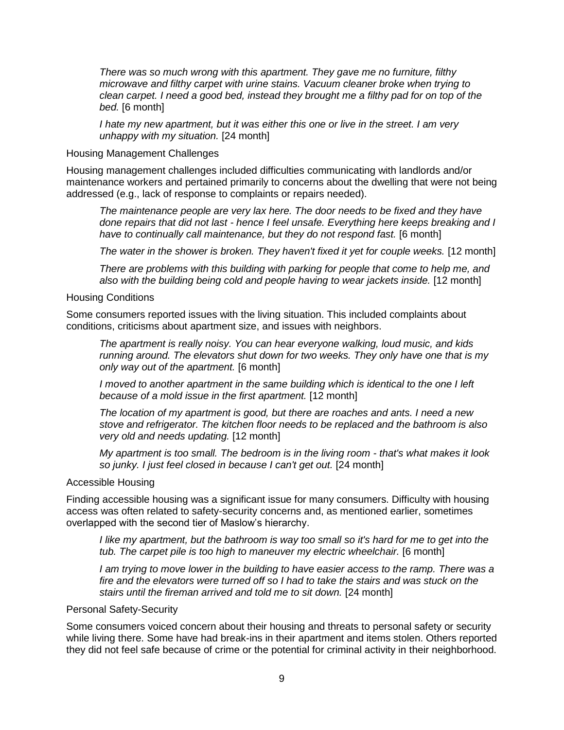> *There was so much wrong with this apartment. They gave me no furniture, filthy microwave and filthy carpet with urine stains. Vacuum cleaner broke when trying to clean carpet. I need a good bed, instead they brought me a filthy pad for on top of the bed.* [6 month]

> *I hate my new apartment, but it was either this one or live in the street. I am very unhappy with my situation.* [24 month]

#### Housing Management Challenges

Housing management challenges included difficulties communicating with landlords and/or maintenance workers and pertained primarily to concerns about the dwelling that were not being addressed (e.g., lack of response to complaints or repairs needed).

> *The maintenance people are very lax here. The door needs to be fixed and they have done repairs that did not last - hence I feel unsafe. Everything here keeps breaking and I have to continually call maintenance, but they do not respond fast.* [6 month]

> *The water in the shower is broken. They haven't fixed it yet for couple weeks.* [12 month]

> *There are problems with this building with parking for people that come to help me, and also with the building being cold and people having to wear jackets inside.* [12 month]

#### Housing Conditions

Some consumers reported issues with the living situation. This included complaints about conditions, criticisms about apartment size, and issues with neighbors.

> *The apartment is really noisy. You can hear everyone walking, loud music, and kids running around. The elevators shut down for two weeks. They only have one that is my only way out of the apartment.* [6 month]

> *I moved to another apartment in the same building which is identical to the one I left because of a mold issue in the first apartment.* [12 month]

> *The location of my apartment is good, but there are roaches and ants. I need a new stove and refrigerator. The kitchen floor needs to be replaced and the bathroom is also very old and needs updating.* [12 month]

> *My apartment is too small. The bedroom is in the living room - that's what makes it look so junky. I just feel closed in because I can't get out.* [24 month]

#### Accessible Housing

Finding accessible housing was a significant issue for many consumers. Difficulty with housing access was often related to safety-security concerns and, as mentioned earlier, sometimes overlapped with the second tier of Maslow's hierarchy.

> *I like my apartment, but the bathroom is way too small so it's hard for me to get into the tub. The carpet pile is too high to maneuver my electric wheelchair.* [6 month]

> *I am trying to move lower in the building to have easier access to the ramp. There was a fire and the elevators were turned off so I had to take the stairs and was stuck on the stairs until the fireman arrived and told me to sit down.* [24 month]

#### Personal Safety-Security

Some consumers voiced concern about their housing and threats to personal safety or security while living there. Some have had break-ins in their apartment and items stolen. Others reported they did not feel safe because of crime or the potential for criminal activity in their neighborhood.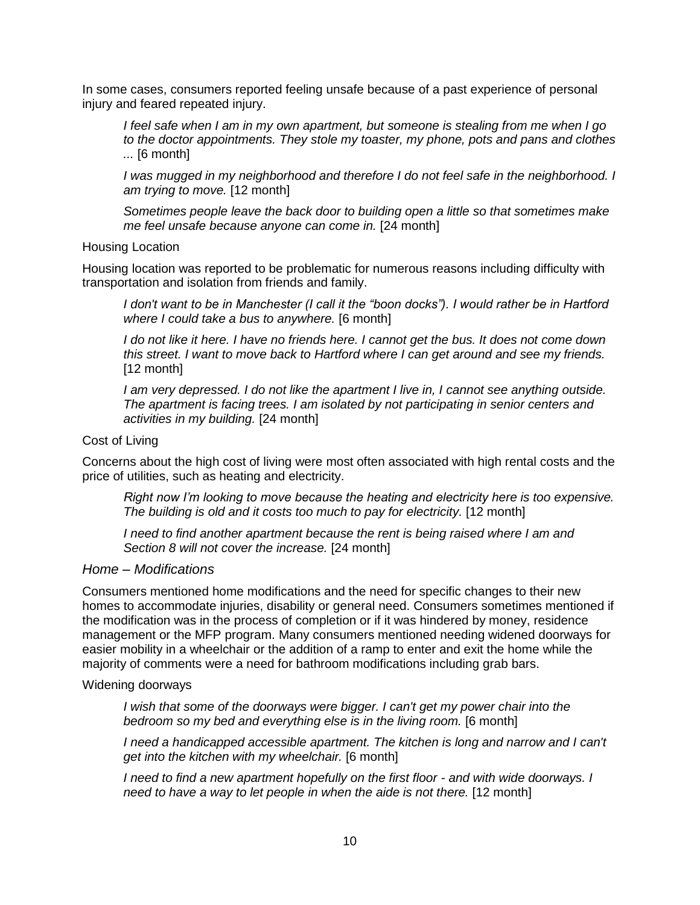In some cases, consumers reported feeling unsafe because of a past experience of personal injury and feared repeated injury.

> *I feel safe when I am in my own apartment, but someone is stealing from me when I go to the doctor appointments. They stole my toaster, my phone, pots and pans and clothes ...* [6 month]

> *I was mugged in my neighborhood and therefore I do not feel safe in the neighborhood. I am trying to move.* [12 month]

> *Sometimes people leave the back door to building open a little so that sometimes make me feel unsafe because anyone can come in.* [24 month]

Housing Location

Housing location was reported to be problematic for numerous reasons including difficulty with transportation and isolation from friends and family.

> *I don't want to be in Manchester (I call it the "boon docks"). I would rather be in Hartford where I could take a bus to anywhere.* [6 month]

> *I do not like it here. I have no friends here. I cannot get the bus. It does not come down this street. I want to move back to Hartford where I can get around and see my friends.* [12 month]

> *I am very depressed. I do not like the apartment I live in, I cannot see anything outside. The apartment is facing trees. I am isolated by not participating in senior centers and activities in my building.* [24 month]

Cost of Living

Concerns about the high cost of living were most often associated with high rental costs and the price of utilities, such as heating and electricity.

> *Right now I'm looking to move because the heating and electricity here is too expensive. The building is old and it costs too much to pay for electricity.* [12 month]

> *I need to find another apartment because the rent is being raised where I am and Section 8 will not cover the increase.* [24 month]

### *Home – Modifications*

Consumers mentioned home modifications and the need for specific changes to their new homes to accommodate injuries, disability or general need. Consumers sometimes mentioned if the modification was in the process of completion or if it was hindered by money, residence management or the MFP program. Many consumers mentioned needing widened doorways for easier mobility in a wheelchair or the addition of a ramp to enter and exit the home while the majority of comments were a need for bathroom modifications including grab bars.

Widening doorways

> *I wish that some of the doorways were bigger. I can't get my power chair into the bedroom so my bed and everything else is in the living room.* [6 month]

> *I need a handicapped accessible apartment. The kitchen is long and narrow and I can't get into the kitchen with my wheelchair.* [6 month]

> *I need to find a new apartment hopefully on the first floor - and with wide doorways. I need to have a way to let people in when the aide is not there.* [12 month]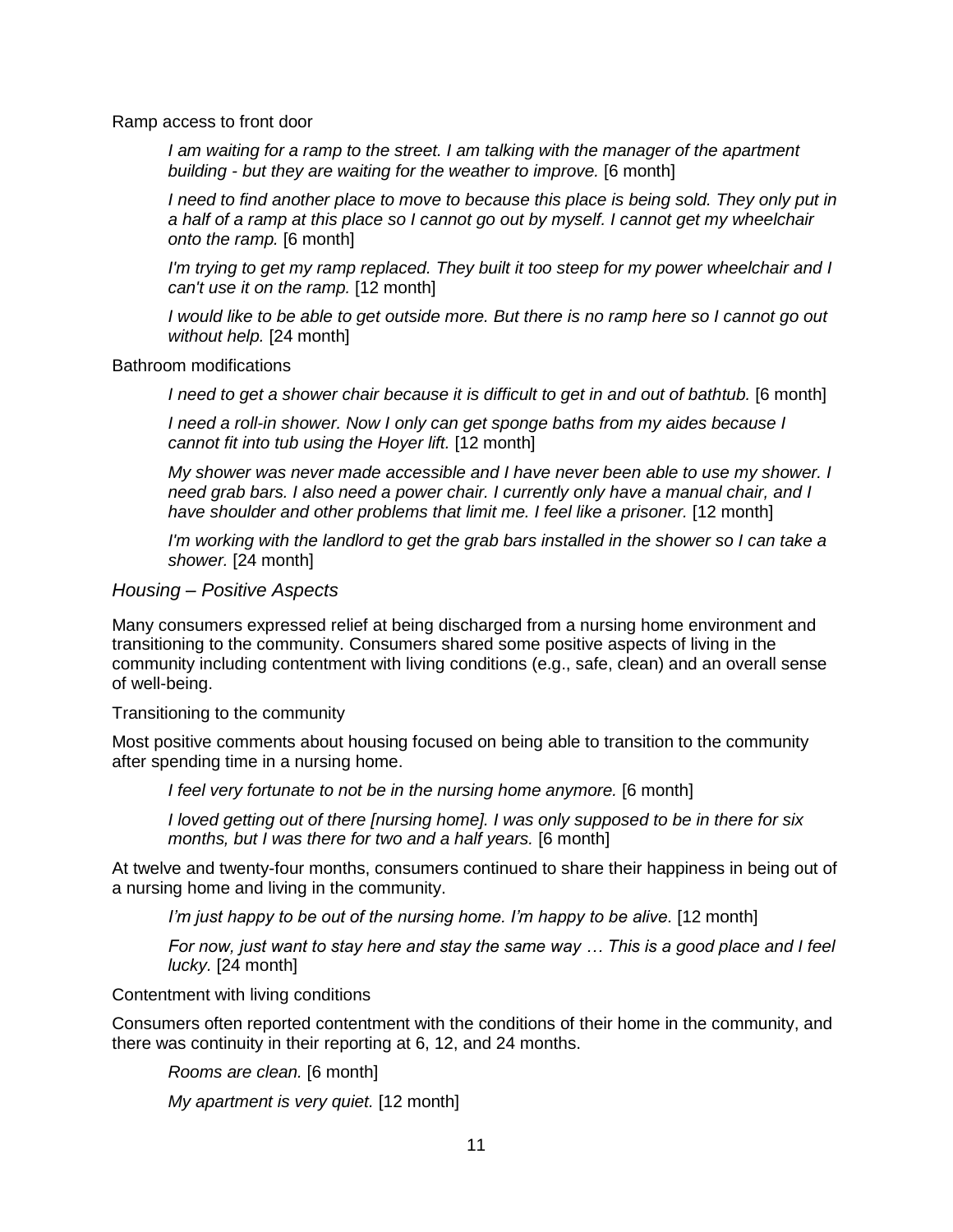Ramp access to front door

> *I am waiting for a ramp to the street. I am talking with the manager of the apartment building - but they are waiting for the weather to improve.* [6 month]
>
> *I need to find another place to move to because this place is being sold. They only put in a half of a ramp at this place so I cannot go out by myself. I cannot get my wheelchair onto the ramp.* [6 month]
>
> *I'm trying to get my ramp replaced. They built it too steep for my power wheelchair and I can't use it on the ramp.* [12 month]
>
> *I would like to be able to get outside more. But there is no ramp here so I cannot go out without help.* [24 month]

Bathroom modifications

> *I need to get a shower chair because it is difficult to get in and out of bathtub.* [6 month]
>
> *I need a roll-in shower. Now I only can get sponge baths from my aides because I cannot fit into tub using the Hoyer lift.* [12 month]
>
> *My shower was never made accessible and I have never been able to use my shower. I need grab bars. I also need a power chair. I currently only have a manual chair, and I have shoulder and other problems that limit me. I feel like a prisoner.* [12 month]
>
> *I'm working with the landlord to get the grab bars installed in the shower so I can take a shower.* [24 month]

### *Housing – Positive Aspects*

Many consumers expressed relief at being discharged from a nursing home environment and transitioning to the community. Consumers shared some positive aspects of living in the community including contentment with living conditions (e.g., safe, clean) and an overall sense of well-being.

Transitioning to the community

Most positive comments about housing focused on being able to transition to the community after spending time in a nursing home.

> *I feel very fortunate to not be in the nursing home anymore.* [6 month]
>
> *I loved getting out of there [nursing home]. I was only supposed to be in there for six months, but I was there for two and a half years.* [6 month]

At twelve and twenty-four months, consumers continued to share their happiness in being out of a nursing home and living in the community.

> *I'm just happy to be out of the nursing home. I'm happy to be alive.* [12 month]
>
> *For now, just want to stay here and stay the same way … This is a good place and I feel lucky.* [24 month]

Contentment with living conditions

Consumers often reported contentment with the conditions of their home in the community, and there was continuity in their reporting at 6, 12, and 24 months.

> *Rooms are clean.* [6 month]
>
> *My apartment is very quiet.* [12 month]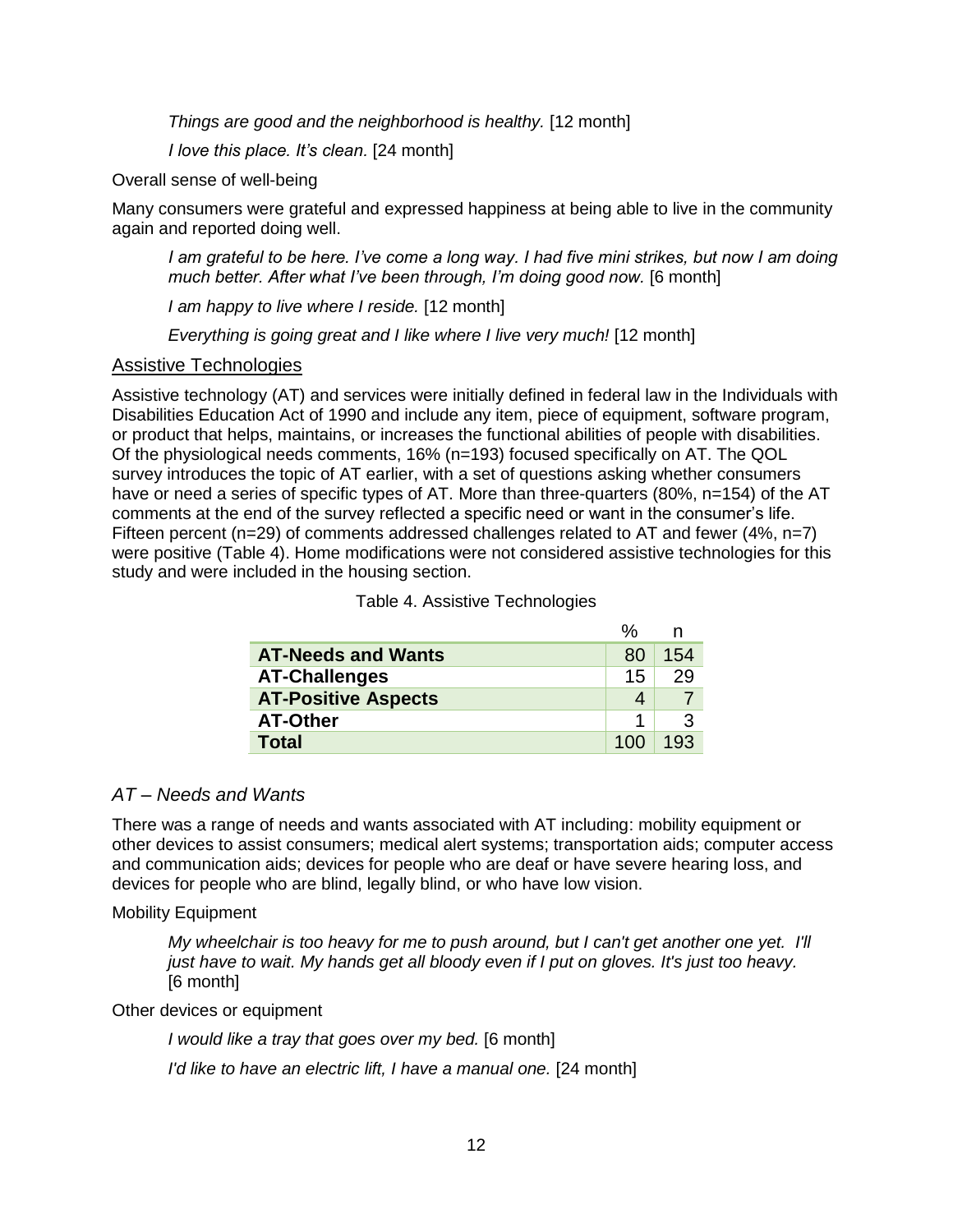*Things are good and the neighborhood is healthy.* [12 month]

*I love this place. It's clean.* [24 month]

Overall sense of well-being

Many consumers were grateful and expressed happiness at being able to live in the community again and reported doing well.

> *I am grateful to be here. I've come a long way. I had five mini strikes, but now I am doing much better. After what I've been through, I'm doing good now.* [6 month]
>
> *I am happy to live where I reside.* [12 month]
>
> *Everything is going great and I like where I live very much!* [12 month]

## Assistive Technologies

Assistive technology (AT) and services were initially defined in federal law in the Individuals with Disabilities Education Act of 1990 and include any item, piece of equipment, software program, or product that helps, maintains, or increases the functional abilities of people with disabilities. Of the physiological needs comments, 16% (n=193) focused specifically on AT. The QOL survey introduces the topic of AT earlier, with a set of questions asking whether consumers have or need a series of specific types of AT. More than three-quarters (80%, n=154) of the AT comments at the end of the survey reflected a specific need or want in the consumer's life. Fifteen percent (n=29) of comments addressed challenges related to AT and fewer (4%, n=7) were positive (Table 4). Home modifications were not considered assistive technologies for this study and were included in the housing section.

Table 4. Assistive Technologies

| | % | n |
|---|---|---|
| **AT-Needs and Wants** | 80 | 154 |
| **AT-Challenges** | 15 | 29 |
| **AT-Positive Aspects** | 4 | 7 |
| **AT-Other** | 1 | 3 |
| **Total** | 100 | 193 |

### *AT – Needs and Wants*

There was a range of needs and wants associated with AT including: mobility equipment or other devices to assist consumers; medical alert systems; transportation aids; computer access and communication aids; devices for people who are deaf or have severe hearing loss, and devices for people who are blind, legally blind, or who have low vision.

Mobility Equipment

> *My wheelchair is too heavy for me to push around, but I can't get another one yet. I'll just have to wait. My hands get all bloody even if I put on gloves. It's just too heavy.* [6 month]

Other devices or equipment

> *I would like a tray that goes over my bed.* [6 month]
>
> *I'd like to have an electric lift, I have a manual one.* [24 month]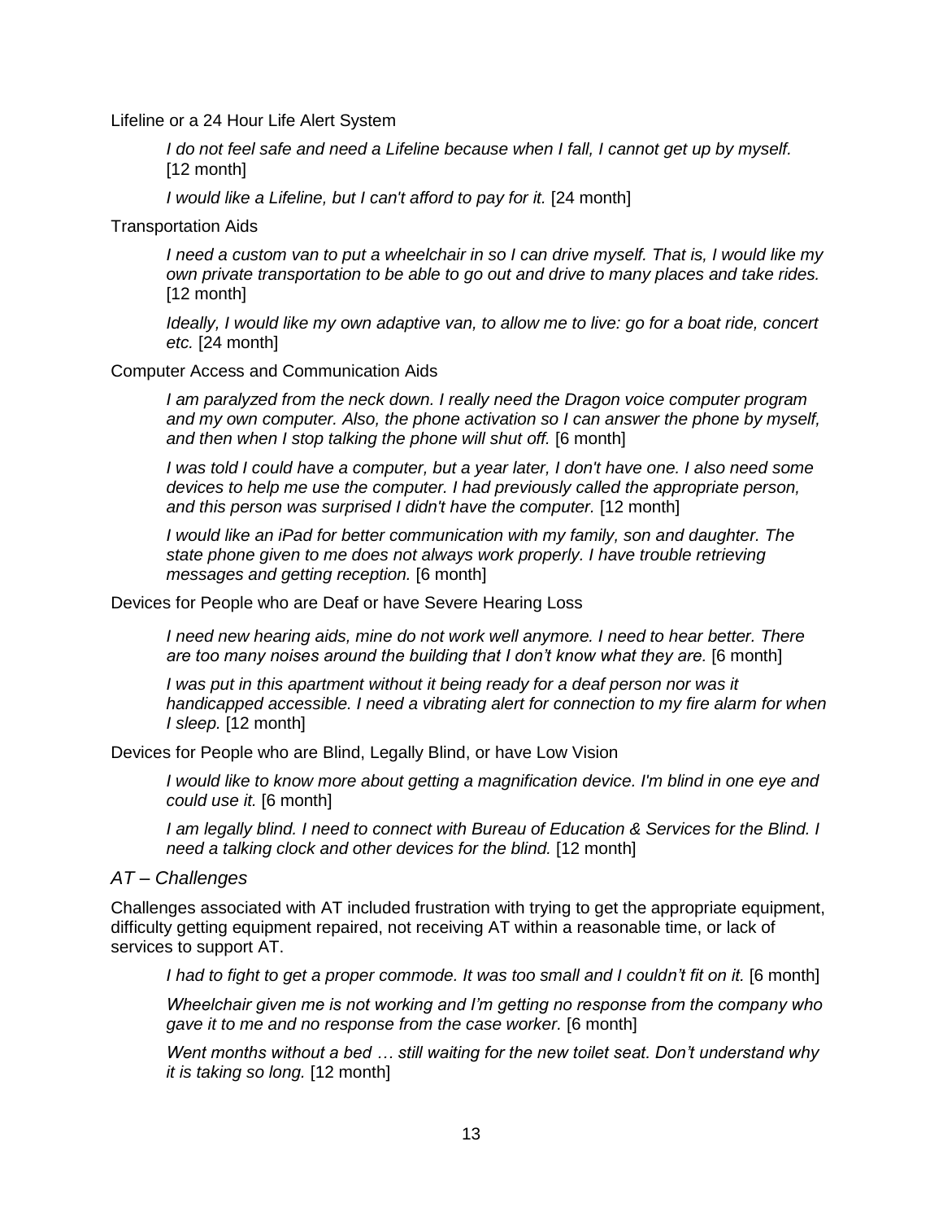Lifeline or a 24 Hour Life Alert System

> *I do not feel safe and need a Lifeline because when I fall, I cannot get up by myself.* [12 month]

> *I would like a Lifeline, but I can't afford to pay for it.* [24 month]

Transportation Aids

> *I need a custom van to put a wheelchair in so I can drive myself. That is, I would like my own private transportation to be able to go out and drive to many places and take rides.* [12 month]

> *Ideally, I would like my own adaptive van, to allow me to live: go for a boat ride, concert etc.* [24 month]

Computer Access and Communication Aids

> *I am paralyzed from the neck down. I really need the Dragon voice computer program and my own computer. Also, the phone activation so I can answer the phone by myself, and then when I stop talking the phone will shut off.* [6 month]

> *I was told I could have a computer, but a year later, I don't have one. I also need some devices to help me use the computer. I had previously called the appropriate person, and this person was surprised I didn't have the computer.* [12 month]

> *I would like an iPad for better communication with my family, son and daughter. The state phone given to me does not always work properly. I have trouble retrieving messages and getting reception.* [6 month]

Devices for People who are Deaf or have Severe Hearing Loss

> *I need new hearing aids, mine do not work well anymore. I need to hear better. There are too many noises around the building that I don't know what they are.* [6 month]

> *I was put in this apartment without it being ready for a deaf person nor was it handicapped accessible. I need a vibrating alert for connection to my fire alarm for when I sleep.* [12 month]

Devices for People who are Blind, Legally Blind, or have Low Vision

> *I would like to know more about getting a magnification device. I'm blind in one eye and could use it.* [6 month]

> *I am legally blind. I need to connect with Bureau of Education & Services for the Blind. I need a talking clock and other devices for the blind.* [12 month]

### *AT – Challenges*

Challenges associated with AT included frustration with trying to get the appropriate equipment, difficulty getting equipment repaired, not receiving AT within a reasonable time, or lack of services to support AT.

> *I had to fight to get a proper commode. It was too small and I couldn't fit on it.* [6 month]

> *Wheelchair given me is not working and I'm getting no response from the company who gave it to me and no response from the case worker.* [6 month]

> *Went months without a bed … still waiting for the new toilet seat. Don't understand why it is taking so long.* [12 month]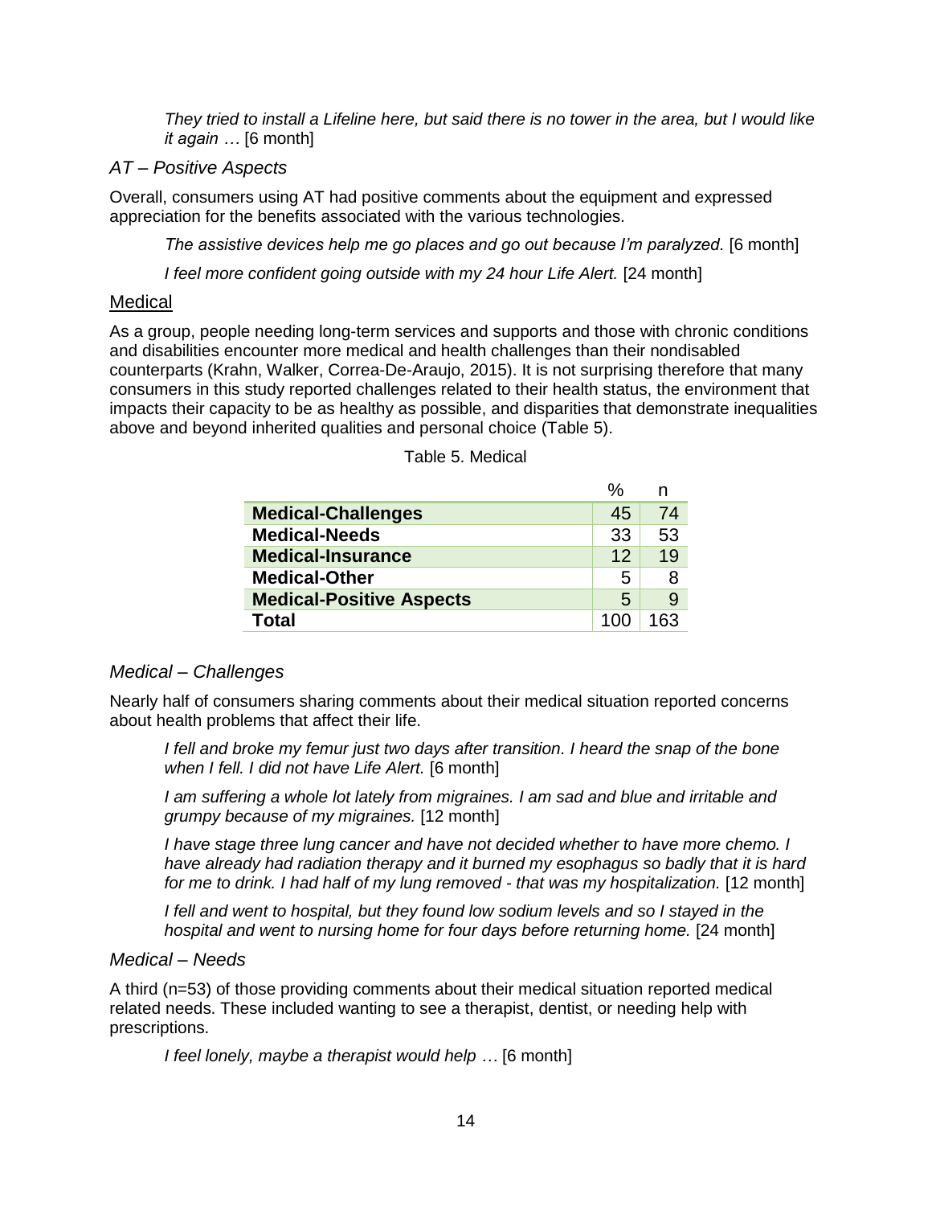*They tried to install a Lifeline here, but said there is no tower in the area, but I would like it again …* [6 month]

### *AT – Positive Aspects*

Overall, consumers using AT had positive comments about the equipment and expressed appreciation for the benefits associated with the various technologies.

*The assistive devices help me go places and go out because I'm paralyzed.* [6 month]

*I feel more confident going outside with my 24 hour Life Alert.* [24 month]

## Medical

As a group, people needing long-term services and supports and those with chronic conditions and disabilities encounter more medical and health challenges than their nondisabled counterparts (Krahn, Walker, Correa-De-Araujo, 2015). It is not surprising therefore that many consumers in this study reported challenges related to their health status, the environment that impacts their capacity to be as healthy as possible, and disparities that demonstrate inequalities above and beyond inherited qualities and personal choice (Table 5).

Table 5. Medical

| | % | n |
|---|---|---|
| **Medical-Challenges** | 45 | 74 |
| **Medical-Needs** | 33 | 53 |
| **Medical-Insurance** | 12 | 19 |
| **Medical-Other** | 5 | 8 |
| **Medical-Positive Aspects** | 5 | 9 |
| **Total** | 100 | 163 |

### *Medical – Challenges*

Nearly half of consumers sharing comments about their medical situation reported concerns about health problems that affect their life.

*I fell and broke my femur just two days after transition. I heard the snap of the bone when I fell. I did not have Life Alert.* [6 month]

*I am suffering a whole lot lately from migraines. I am sad and blue and irritable and grumpy because of my migraines.* [12 month]

*I have stage three lung cancer and have not decided whether to have more chemo. I have already had radiation therapy and it burned my esophagus so badly that it is hard for me to drink. I had half of my lung removed - that was my hospitalization.* [12 month]

*I fell and went to hospital, but they found low sodium levels and so I stayed in the hospital and went to nursing home for four days before returning home.* [24 month]

### *Medical – Needs*

A third (n=53) of those providing comments about their medical situation reported medical related needs. These included wanting to see a therapist, dentist, or needing help with prescriptions.

*I feel lonely, maybe a therapist would help …* [6 month]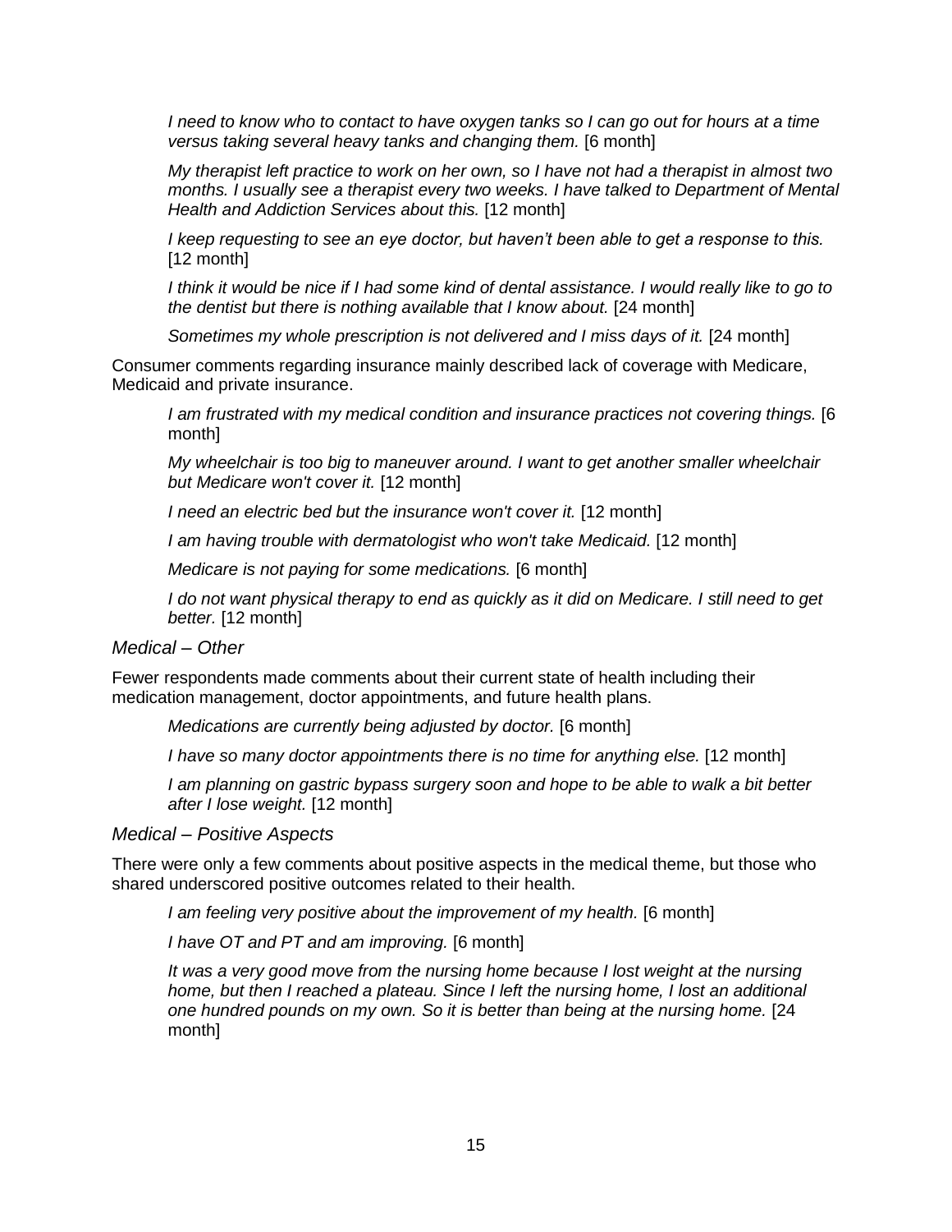*I need to know who to contact to have oxygen tanks so I can go out for hours at a time versus taking several heavy tanks and changing them.* [6 month]

*My therapist left practice to work on her own, so I have not had a therapist in almost two months. I usually see a therapist every two weeks. I have talked to Department of Mental Health and Addiction Services about this.* [12 month]

*I keep requesting to see an eye doctor, but haven't been able to get a response to this.* [12 month]

*I think it would be nice if I had some kind of dental assistance. I would really like to go to the dentist but there is nothing available that I know about.* [24 month]

*Sometimes my whole prescription is not delivered and I miss days of it.* [24 month]

Consumer comments regarding insurance mainly described lack of coverage with Medicare, Medicaid and private insurance.

*I am frustrated with my medical condition and insurance practices not covering things.* [6 month]

*My wheelchair is too big to maneuver around. I want to get another smaller wheelchair but Medicare won't cover it.* [12 month]

*I need an electric bed but the insurance won't cover it.* [12 month]

*I am having trouble with dermatologist who won't take Medicaid.* [12 month]

*Medicare is not paying for some medications.* [6 month]

*I do not want physical therapy to end as quickly as it did on Medicare. I still need to get better.* [12 month]

### *Medical – Other*

Fewer respondents made comments about their current state of health including their medication management, doctor appointments, and future health plans.

*Medications are currently being adjusted by doctor.* [6 month]

*I have so many doctor appointments there is no time for anything else.* [12 month]

*I am planning on gastric bypass surgery soon and hope to be able to walk a bit better after I lose weight.* [12 month]

### *Medical – Positive Aspects*

There were only a few comments about positive aspects in the medical theme, but those who shared underscored positive outcomes related to their health.

*I am feeling very positive about the improvement of my health.* [6 month]

*I have OT and PT and am improving.* [6 month]

*It was a very good move from the nursing home because I lost weight at the nursing home, but then I reached a plateau. Since I left the nursing home, I lost an additional one hundred pounds on my own. So it is better than being at the nursing home.* [24 month]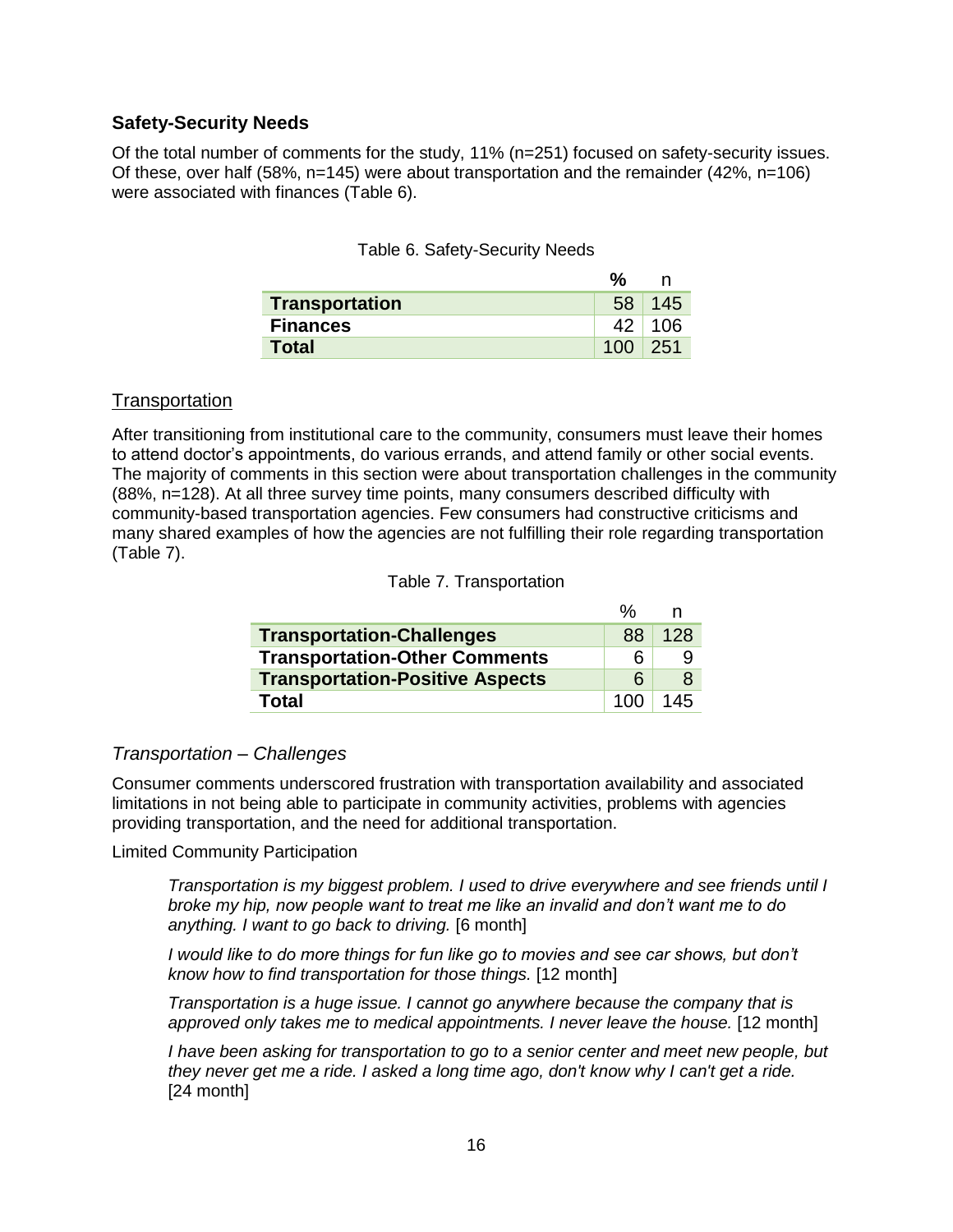## Safety-Security Needs

Of the total number of comments for the study, 11% (n=251) focused on safety-security issues. Of these, over half (58%, n=145) were about transportation and the remainder (42%, n=106) were associated with finances (Table 6).

Table 6. Safety-Security Needs

| | % | n |
|---|---|---|
| **Transportation** | 58 | 145 |
| **Finances** | 42 | 106 |
| **Total** | 100 | 251 |

### Transportation

After transitioning from institutional care to the community, consumers must leave their homes to attend doctor's appointments, do various errands, and attend family or other social events. The majority of comments in this section were about transportation challenges in the community (88%, n=128). At all three survey time points, many consumers described difficulty with community-based transportation agencies. Few consumers had constructive criticisms and many shared examples of how the agencies are not fulfilling their role regarding transportation (Table 7).

Table 7. Transportation

| | % | n |
|---|---|---|
| **Transportation-Challenges** | 88 | 128 |
| **Transportation-Other Comments** | 6 | 9 |
| **Transportation-Positive Aspects** | 6 | 8 |
| **Total** | 100 | 145 |

#### *Transportation – Challenges*

Consumer comments underscored frustration with transportation availability and associated limitations in not being able to participate in community activities, problems with agencies providing transportation, and the need for additional transportation.

Limited Community Participation

> *Transportation is my biggest problem. I used to drive everywhere and see friends until I broke my hip, now people want to treat me like an invalid and don't want me to do anything. I want to go back to driving.* [6 month]
>
> *I would like to do more things for fun like go to movies and see car shows, but don't know how to find transportation for those things.* [12 month]
>
> *Transportation is a huge issue. I cannot go anywhere because the company that is approved only takes me to medical appointments. I never leave the house.* [12 month]
>
> *I have been asking for transportation to go to a senior center and meet new people, but they never get me a ride. I asked a long time ago, don't know why I can't get a ride.* [24 month]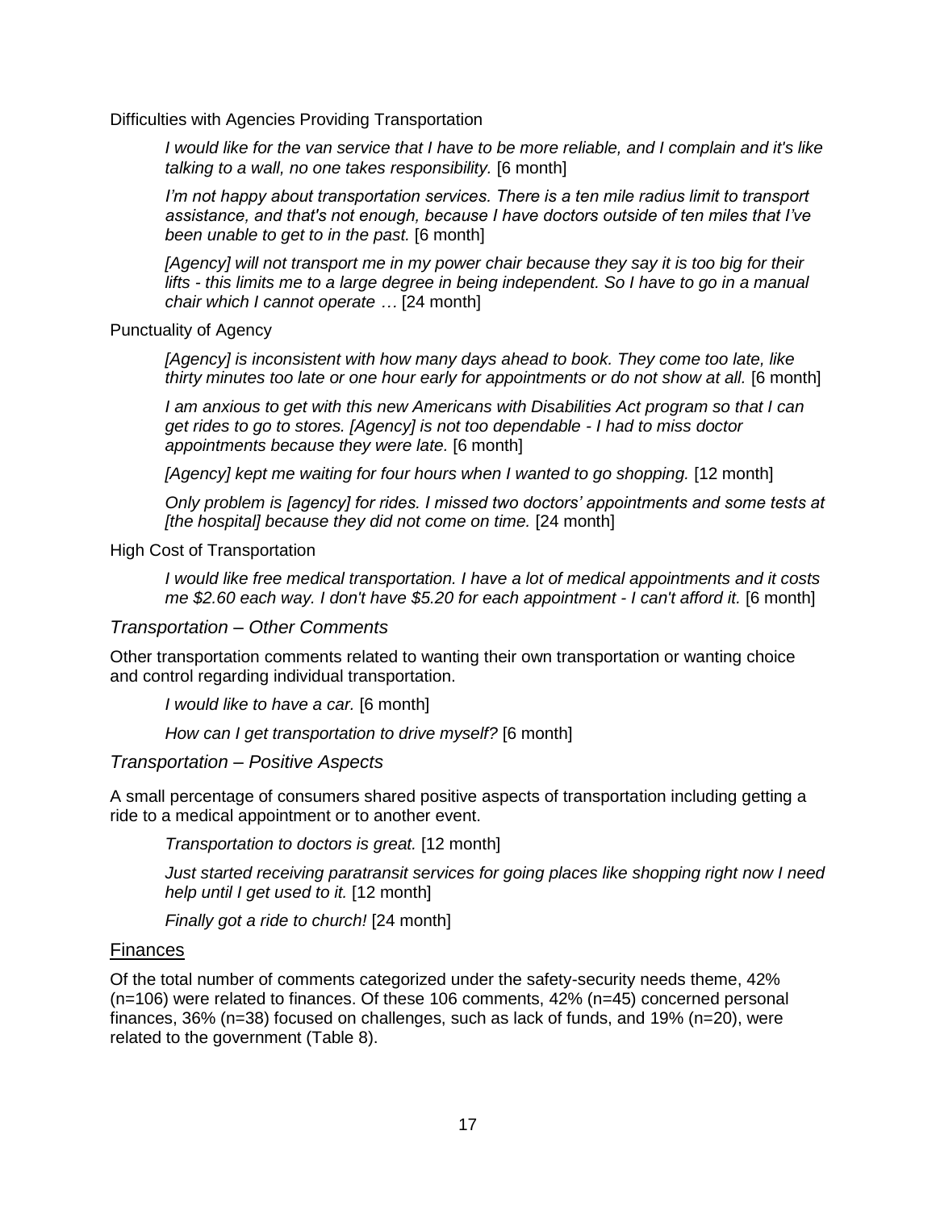Difficulties with Agencies Providing Transportation

> *I would like for the van service that I have to be more reliable, and I complain and it's like talking to a wall, no one takes responsibility.* [6 month]
>
> *I'm not happy about transportation services. There is a ten mile radius limit to transport assistance, and that's not enough, because I have doctors outside of ten miles that I've been unable to get to in the past.* [6 month]
>
> *[Agency] will not transport me in my power chair because they say it is too big for their lifts - this limits me to a large degree in being independent. So I have to go in a manual chair which I cannot operate …* [24 month]

Punctuality of Agency

> *[Agency] is inconsistent with how many days ahead to book. They come too late, like thirty minutes too late or one hour early for appointments or do not show at all.* [6 month]
>
> *I am anxious to get with this new Americans with Disabilities Act program so that I can get rides to go to stores. [Agency] is not too dependable - I had to miss doctor appointments because they were late.* [6 month]
>
> *[Agency] kept me waiting for four hours when I wanted to go shopping.* [12 month]
>
> *Only problem is [agency] for rides. I missed two doctors' appointments and some tests at [the hospital] because they did not come on time.* [24 month]

High Cost of Transportation

> *I would like free medical transportation. I have a lot of medical appointments and it costs me $2.60 each way. I don't have $5.20 for each appointment - I can't afford it.* [6 month]

### *Transportation – Other Comments*

Other transportation comments related to wanting their own transportation or wanting choice and control regarding individual transportation.

> *I would like to have a car.* [6 month]
>
> *How can I get transportation to drive myself?* [6 month]

### *Transportation – Positive Aspects*

A small percentage of consumers shared positive aspects of transportation including getting a ride to a medical appointment or to another event.

> *Transportation to doctors is great.* [12 month]
>
> *Just started receiving paratransit services for going places like shopping right now I need help until I get used to it.* [12 month]
>
> *Finally got a ride to church!* [24 month]

## Finances

Of the total number of comments categorized under the safety-security needs theme, 42% (n=106) were related to finances. Of these 106 comments, 42% (n=45) concerned personal finances, 36% (n=38) focused on challenges, such as lack of funds, and 19% (n=20), were related to the government (Table 8).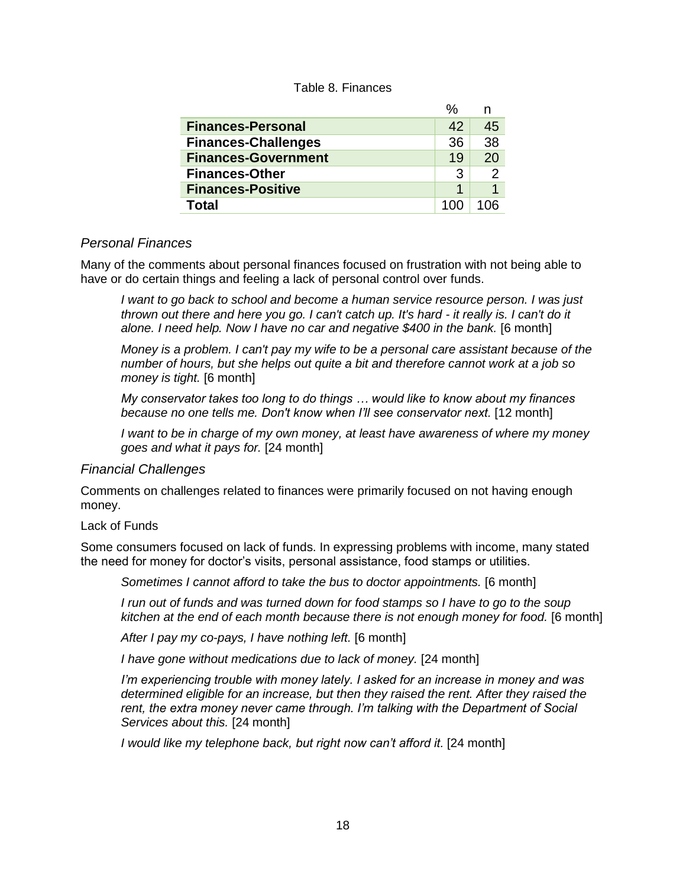Table 8. Finances

| | % | n |
|---|---|---|
| **Finances-Personal** | 42 | 45 |
| **Finances-Challenges** | 36 | 38 |
| **Finances-Government** | 19 | 20 |
| **Finances-Other** | 3 | 2 |
| **Finances-Positive** | 1 | 1 |
| **Total** | 100 | 106 |

### *Personal Finances*

Many of the comments about personal finances focused on frustration with not being able to have or do certain things and feeling a lack of personal control over funds.

> *I want to go back to school and become a human service resource person. I was just thrown out there and here you go. I can't catch up. It's hard - it really is. I can't do it alone. I need help. Now I have no car and negative $400 in the bank.* [6 month]
>
> *Money is a problem. I can't pay my wife to be a personal care assistant because of the number of hours, but she helps out quite a bit and therefore cannot work at a job so money is tight.* [6 month]
>
> *My conservator takes too long to do things … would like to know about my finances because no one tells me. Don't know when I'll see conservator next.* [12 month]
>
> *I want to be in charge of my own money, at least have awareness of where my money goes and what it pays for.* [24 month]

### *Financial Challenges*

Comments on challenges related to finances were primarily focused on not having enough money.

Lack of Funds

Some consumers focused on lack of funds. In expressing problems with income, many stated the need for money for doctor's visits, personal assistance, food stamps or utilities.

> *Sometimes I cannot afford to take the bus to doctor appointments.* [6 month]
>
> *I run out of funds and was turned down for food stamps so I have to go to the soup kitchen at the end of each month because there is not enough money for food.* [6 month]
>
> *After I pay my co-pays, I have nothing left.* [6 month]
>
> *I have gone without medications due to lack of money.* [24 month]
>
> *I'm experiencing trouble with money lately. I asked for an increase in money and was determined eligible for an increase, but then they raised the rent. After they raised the rent, the extra money never came through. I'm talking with the Department of Social Services about this.* [24 month]
>
> *I would like my telephone back, but right now can't afford it.* [24 month]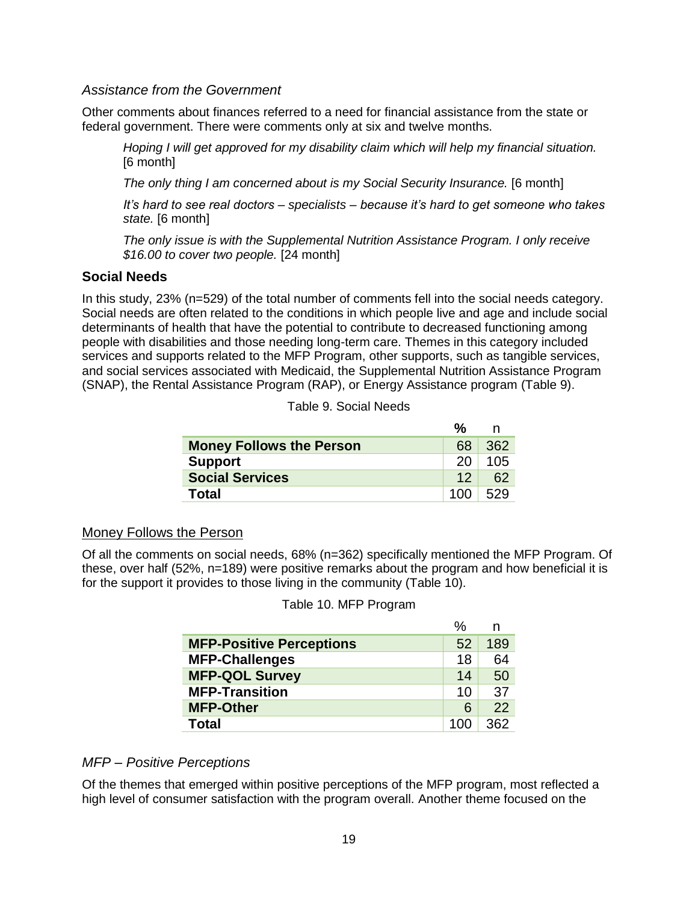### *Assistance from the Government*

Other comments about finances referred to a need for financial assistance from the state or federal government. There were comments only at six and twelve months.

> *Hoping I will get approved for my disability claim which will help my financial situation.* [6 month]
>
> *The only thing I am concerned about is my Social Security Insurance.* [6 month]
>
> *It's hard to see real doctors – specialists – because it's hard to get someone who takes state.* [6 month]
>
> *The only issue is with the Supplemental Nutrition Assistance Program. I only receive $16.00 to cover two people.* [24 month]

## Social Needs

In this study, 23% (n=529) of the total number of comments fell into the social needs category. Social needs are often related to the conditions in which people live and age and include social determinants of health that have the potential to contribute to decreased functioning among people with disabilities and those needing long-term care. Themes in this category included services and supports related to the MFP Program, other supports, such as tangible services, and social services associated with Medicaid, the Supplemental Nutrition Assistance Program (SNAP), the Rental Assistance Program (RAP), or Energy Assistance program (Table 9).

Table 9. Social Needs

| | **%** | n |
|---|---|---|
| **Money Follows the Person** | 68 | 362 |
| **Support** | 20 | 105 |
| **Social Services** | 12 | 62 |
| **Total** | 100 | 529 |

### Money Follows the Person

Of all the comments on social needs, 68% (n=362) specifically mentioned the MFP Program. Of these, over half (52%, n=189) were positive remarks about the program and how beneficial it is for the support it provides to those living in the community (Table 10).

Table 10. MFP Program

| | % | n |
|---|---|---|
| **MFP-Positive Perceptions** | 52 | 189 |
| **MFP-Challenges** | 18 | 64 |
| **MFP-QOL Survey** | 14 | 50 |
| **MFP-Transition** | 10 | 37 |
| **MFP-Other** | 6 | 22 |
| **Total** | 100 | 362 |

### *MFP – Positive Perceptions*

Of the themes that emerged within positive perceptions of the MFP program, most reflected a high level of consumer satisfaction with the program overall. Another theme focused on the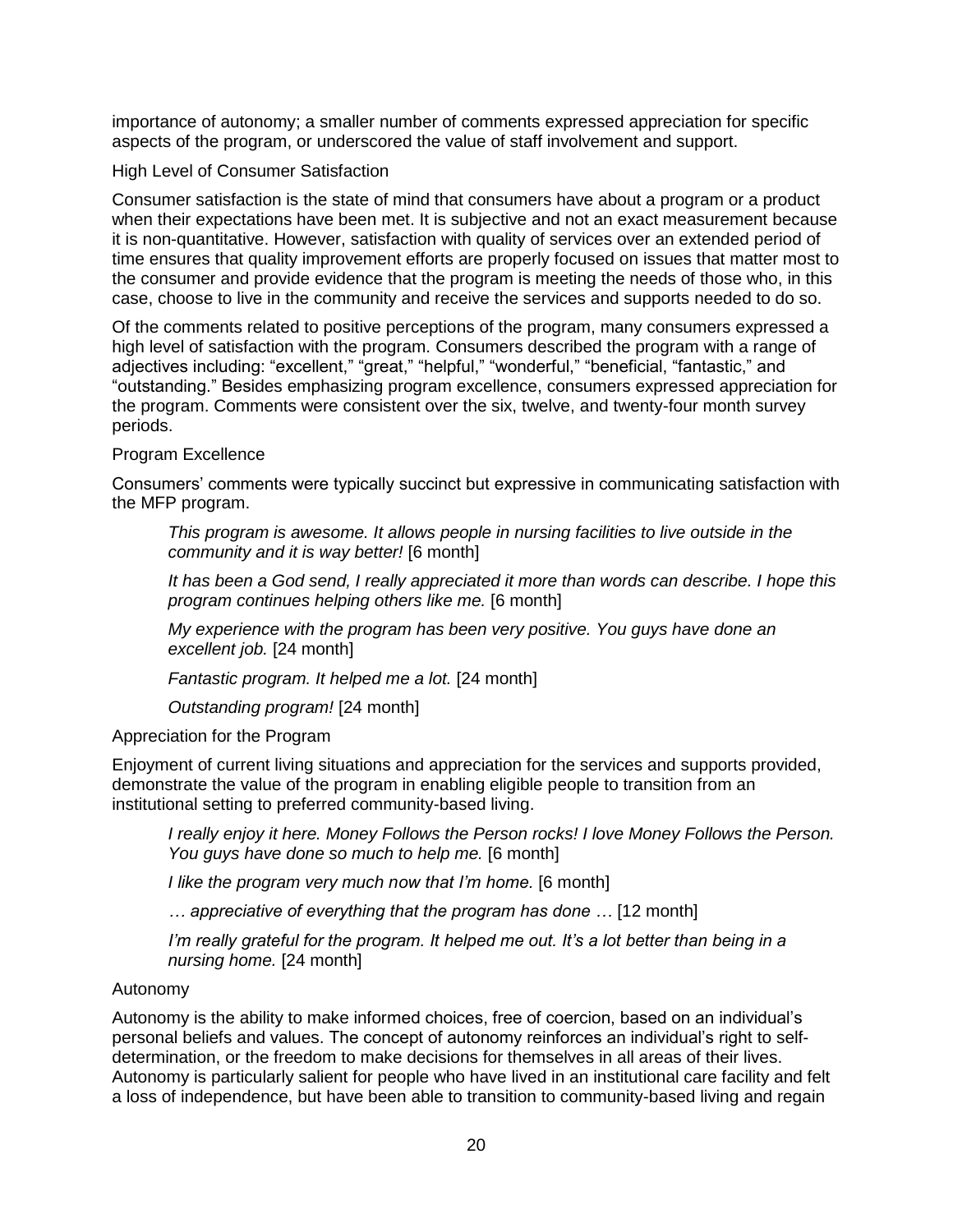importance of autonomy; a smaller number of comments expressed appreciation for specific aspects of the program, or underscored the value of staff involvement and support.

### High Level of Consumer Satisfaction

Consumer satisfaction is the state of mind that consumers have about a program or a product when their expectations have been met. It is subjective and not an exact measurement because it is non-quantitative. However, satisfaction with quality of services over an extended period of time ensures that quality improvement efforts are properly focused on issues that matter most to the consumer and provide evidence that the program is meeting the needs of those who, in this case, choose to live in the community and receive the services and supports needed to do so.

Of the comments related to positive perceptions of the program, many consumers expressed a high level of satisfaction with the program. Consumers described the program with a range of adjectives including: "excellent," "great," "helpful," "wonderful," "beneficial, "fantastic," and "outstanding." Besides emphasizing program excellence, consumers expressed appreciation for the program. Comments were consistent over the six, twelve, and twenty-four month survey periods.

#### Program Excellence

Consumers' comments were typically succinct but expressive in communicating satisfaction with the MFP program.

> *This program is awesome. It allows people in nursing facilities to live outside in the community and it is way better!* [6 month]
>
> *It has been a God send, I really appreciated it more than words can describe. I hope this program continues helping others like me.* [6 month]
>
> *My experience with the program has been very positive. You guys have done an excellent job.* [24 month]
>
> *Fantastic program. It helped me a lot.* [24 month]
>
> *Outstanding program!* [24 month]

#### Appreciation for the Program

Enjoyment of current living situations and appreciation for the services and supports provided, demonstrate the value of the program in enabling eligible people to transition from an institutional setting to preferred community-based living.

> *I really enjoy it here. Money Follows the Person rocks! I love Money Follows the Person. You guys have done so much to help me.* [6 month]
>
> *I like the program very much now that I'm home.* [6 month]
>
> *… appreciative of everything that the program has done …* [12 month]
>
> *I'm really grateful for the program. It helped me out. It's a lot better than being in a nursing home.* [24 month]

### Autonomy

Autonomy is the ability to make informed choices, free of coercion, based on an individual's personal beliefs and values. The concept of autonomy reinforces an individual's right to self-determination, or the freedom to make decisions for themselves in all areas of their lives. Autonomy is particularly salient for people who have lived in an institutional care facility and felt a loss of independence, but have been able to transition to community-based living and regain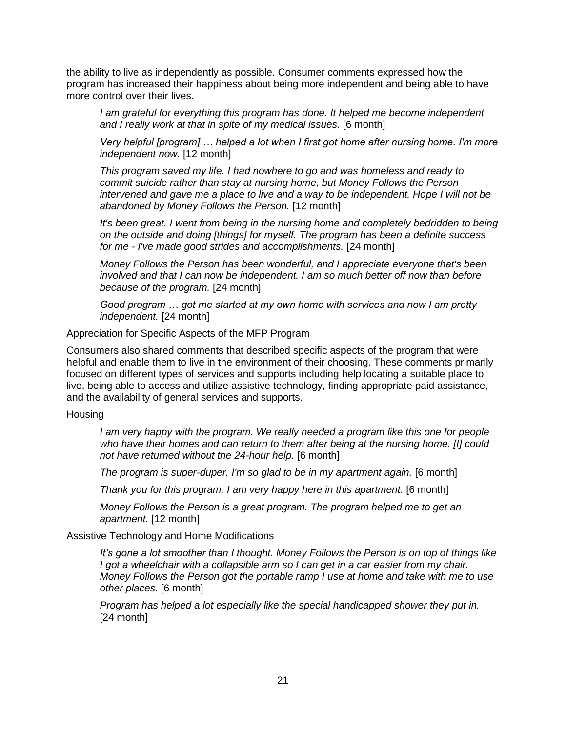the ability to live as independently as possible. Consumer comments expressed how the program has increased their happiness about being more independent and being able to have more control over their lives.

> *I am grateful for everything this program has done. It helped me become independent and I really work at that in spite of my medical issues.* [6 month]

> *Very helpful [program] … helped a lot when I first got home after nursing home. I'm more independent now.* [12 month]

> *This program saved my life. I had nowhere to go and was homeless and ready to commit suicide rather than stay at nursing home, but Money Follows the Person intervened and gave me a place to live and a way to be independent. Hope I will not be abandoned by Money Follows the Person.* [12 month]

> *It's been great. I went from being in the nursing home and completely bedridden to being on the outside and doing [things] for myself. The program has been a definite success for me - I've made good strides and accomplishments.* [24 month]

> *Money Follows the Person has been wonderful, and I appreciate everyone that's been involved and that I can now be independent. I am so much better off now than before because of the program.* [24 month]

> *Good program … got me started at my own home with services and now I am pretty independent.* [24 month]

#### Appreciation for Specific Aspects of the MFP Program

Consumers also shared comments that described specific aspects of the program that were helpful and enable them to live in the environment of their choosing. These comments primarily focused on different types of services and supports including help locating a suitable place to live, being able to access and utilize assistive technology, finding appropriate paid assistance, and the availability of general services and supports.

##### Housing

> *I am very happy with the program. We really needed a program like this one for people who have their homes and can return to them after being at the nursing home. [I] could not have returned without the 24-hour help.* [6 month]

> *The program is super-duper. I'm so glad to be in my apartment again.* [6 month]

> *Thank you for this program. I am very happy here in this apartment.* [6 month]

> *Money Follows the Person is a great program. The program helped me to get an apartment.* [12 month]

##### Assistive Technology and Home Modifications

> *It's gone a lot smoother than I thought. Money Follows the Person is on top of things like I got a wheelchair with a collapsible arm so I can get in a car easier from my chair. Money Follows the Person got the portable ramp I use at home and take with me to use other places.* [6 month]

> *Program has helped a lot especially like the special handicapped shower they put in.* [24 month]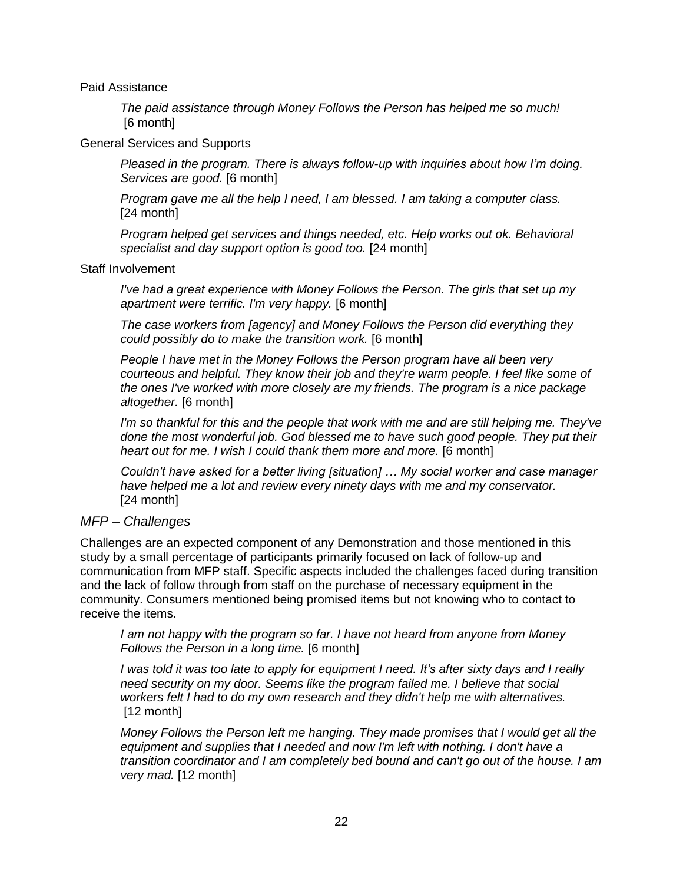Paid Assistance

> *The paid assistance through Money Follows the Person has helped me so much!* [6 month]

General Services and Supports

> *Pleased in the program. There is always follow-up with inquiries about how I'm doing. Services are good.* [6 month]

> *Program gave me all the help I need, I am blessed. I am taking a computer class.* [24 month]

> *Program helped get services and things needed, etc. Help works out ok. Behavioral specialist and day support option is good too.* [24 month]

Staff Involvement

> *I've had a great experience with Money Follows the Person. The girls that set up my apartment were terrific. I'm very happy.* [6 month]

> *The case workers from [agency] and Money Follows the Person did everything they could possibly do to make the transition work.* [6 month]

> *People I have met in the Money Follows the Person program have all been very courteous and helpful. They know their job and they're warm people. I feel like some of the ones I've worked with more closely are my friends. The program is a nice package altogether.* [6 month]

> *I'm so thankful for this and the people that work with me and are still helping me. They've done the most wonderful job. God blessed me to have such good people. They put their heart out for me. I wish I could thank them more and more.* [6 month]

> *Couldn't have asked for a better living [situation] … My social worker and case manager have helped me a lot and review every ninety days with me and my conservator.* [24 month]

### *MFP – Challenges*

Challenges are an expected component of any Demonstration and those mentioned in this study by a small percentage of participants primarily focused on lack of follow-up and communication from MFP staff. Specific aspects included the challenges faced during transition and the lack of follow through from staff on the purchase of necessary equipment in the community. Consumers mentioned being promised items but not knowing who to contact to receive the items.

> *I am not happy with the program so far. I have not heard from anyone from Money Follows the Person in a long time.* [6 month]

> *I was told it was too late to apply for equipment I need. It's after sixty days and I really need security on my door. Seems like the program failed me. I believe that social workers felt I had to do my own research and they didn't help me with alternatives.* [12 month]

> *Money Follows the Person left me hanging. They made promises that I would get all the equipment and supplies that I needed and now I'm left with nothing. I don't have a transition coordinator and I am completely bed bound and can't go out of the house. I am very mad.* [12 month]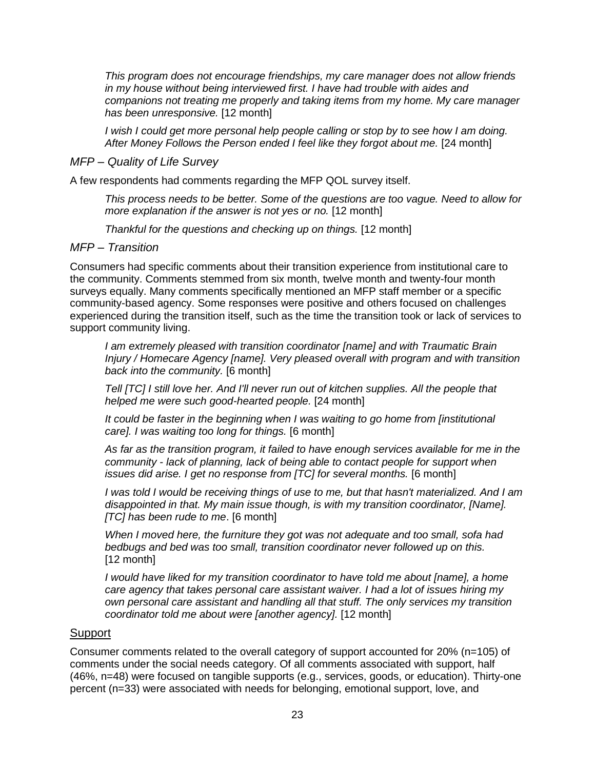*This program does not encourage friendships, my care manager does not allow friends in my house without being interviewed first. I have had trouble with aides and companions not treating me properly and taking items from my home. My care manager has been unresponsive.* [12 month]

*I wish I could get more personal help people calling or stop by to see how I am doing. After Money Follows the Person ended I feel like they forgot about me.* [24 month]

### *MFP – Quality of Life Survey*

A few respondents had comments regarding the MFP QOL survey itself.

*This process needs to be better. Some of the questions are too vague. Need to allow for more explanation if the answer is not yes or no.* [12 month]

*Thankful for the questions and checking up on things.* [12 month]

### *MFP – Transition*

Consumers had specific comments about their transition experience from institutional care to the community. Comments stemmed from six month, twelve month and twenty-four month surveys equally. Many comments specifically mentioned an MFP staff member or a specific community-based agency. Some responses were positive and others focused on challenges experienced during the transition itself, such as the time the transition took or lack of services to support community living.

*I am extremely pleased with transition coordinator [name] and with Traumatic Brain Injury / Homecare Agency [name]. Very pleased overall with program and with transition back into the community.* [6 month]

*Tell [TC] I still love her. And I'll never run out of kitchen supplies. All the people that helped me were such good-hearted people.* [24 month]

*It could be faster in the beginning when I was waiting to go home from [institutional care]. I was waiting too long for things.* [6 month]

*As far as the transition program, it failed to have enough services available for me in the community - lack of planning, lack of being able to contact people for support when issues did arise. I get no response from [TC] for several months.* [6 month]

*I was told I would be receiving things of use to me, but that hasn't materialized. And I am disappointed in that. My main issue though, is with my transition coordinator, [Name]. [TC] has been rude to me*. [6 month]

*When I moved here, the furniture they got was not adequate and too small, sofa had bedbugs and bed was too small, transition coordinator never followed up on this.* [12 month]

*I would have liked for my transition coordinator to have told me about [name], a home care agency that takes personal care assistant waiver. I had a lot of issues hiring my own personal care assistant and handling all that stuff. The only services my transition coordinator told me about were [another agency].* [12 month]

## Support

Consumer comments related to the overall category of support accounted for 20% (n=105) of comments under the social needs category. Of all comments associated with support, half (46%, n=48) were focused on tangible supports (e.g., services, goods, or education). Thirty-one percent (n=33) were associated with needs for belonging, emotional support, love, and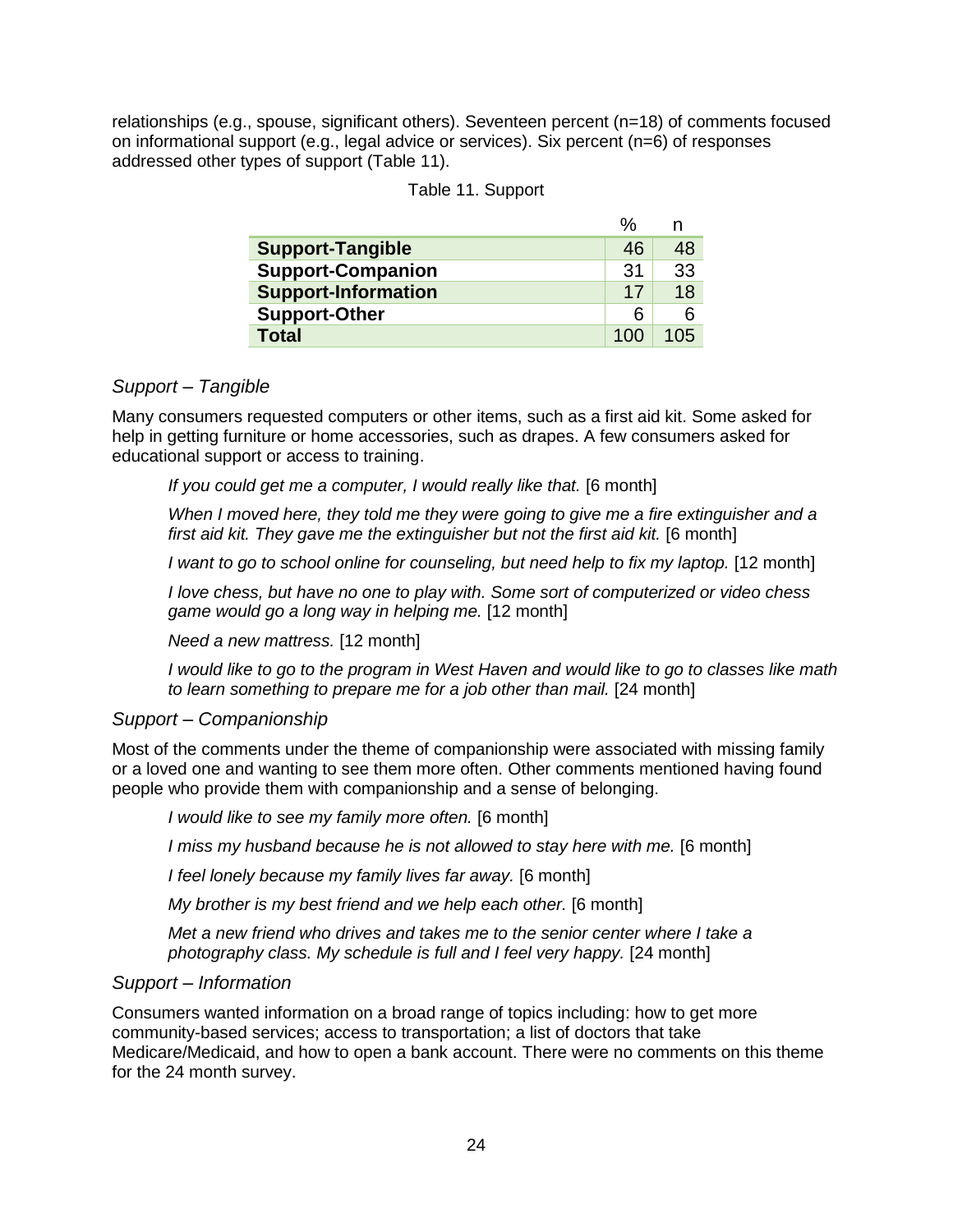relationships (e.g., spouse, significant others). Seventeen percent (n=18) of comments focused on informational support (e.g., legal advice or services). Six percent (n=6) of responses addressed other types of support (Table 11).

Table 11. Support

| | % | n |
|---|---|---|
| **Support-Tangible** | 46 | 48 |
| **Support-Companion** | 31 | 33 |
| **Support-Information** | 17 | 18 |
| **Support-Other** | 6 | 6 |
| **Total** | 100 | 105 |

### *Support – Tangible*

Many consumers requested computers or other items, such as a first aid kit. Some asked for help in getting furniture or home accessories, such as drapes. A few consumers asked for educational support or access to training.

> *If you could get me a computer, I would really like that.* [6 month]
>
> *When I moved here, they told me they were going to give me a fire extinguisher and a first aid kit. They gave me the extinguisher but not the first aid kit.* [6 month]
>
> *I want to go to school online for counseling, but need help to fix my laptop.* [12 month]
>
> *I love chess, but have no one to play with. Some sort of computerized or video chess game would go a long way in helping me.* [12 month]
>
> *Need a new mattress.* [12 month]
>
> *I would like to go to the program in West Haven and would like to go to classes like math to learn something to prepare me for a job other than mail.* [24 month]

### *Support – Companionship*

Most of the comments under the theme of companionship were associated with missing family or a loved one and wanting to see them more often. Other comments mentioned having found people who provide them with companionship and a sense of belonging.

> *I would like to see my family more often.* [6 month]
>
> *I miss my husband because he is not allowed to stay here with me.* [6 month]
>
> *I feel lonely because my family lives far away.* [6 month]
>
> *My brother is my best friend and we help each other.* [6 month]
>
> *Met a new friend who drives and takes me to the senior center where I take a photography class. My schedule is full and I feel very happy.* [24 month]

### *Support – Information*

Consumers wanted information on a broad range of topics including: how to get more community-based services; access to transportation; a list of doctors that take Medicare/Medicaid, and how to open a bank account. There were no comments on this theme for the 24 month survey.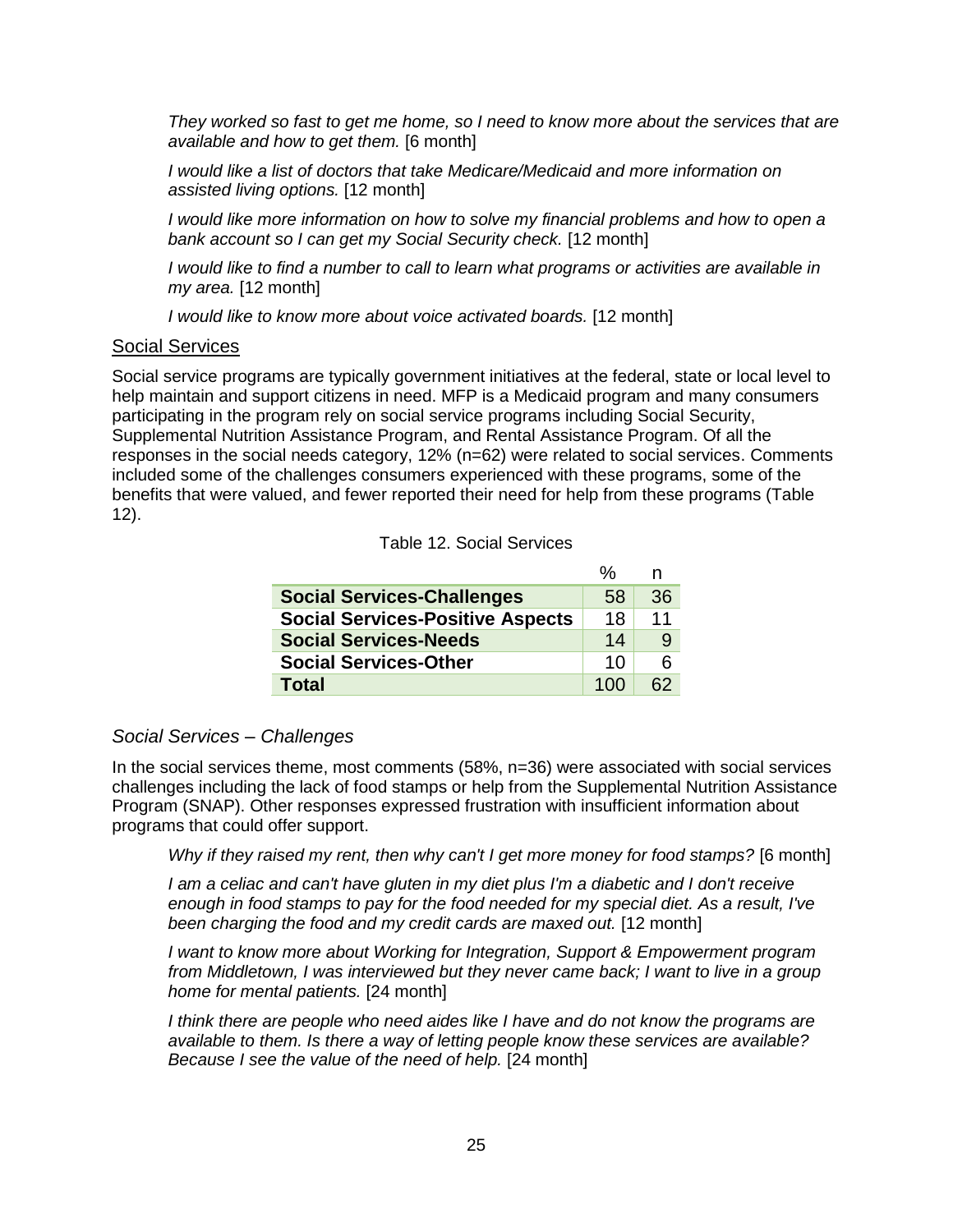*They worked so fast to get me home, so I need to know more about the services that are available and how to get them.* [6 month]

*I would like a list of doctors that take Medicare/Medicaid and more information on assisted living options.* [12 month]

*I would like more information on how to solve my financial problems and how to open a bank account so I can get my Social Security check.* [12 month]

*I would like to find a number to call to learn what programs or activities are available in my area.* [12 month]

*I would like to know more about voice activated boards.* [12 month]

## Social Services

Social service programs are typically government initiatives at the federal, state or local level to help maintain and support citizens in need. MFP is a Medicaid program and many consumers participating in the program rely on social service programs including Social Security, Supplemental Nutrition Assistance Program, and Rental Assistance Program. Of all the responses in the social needs category, 12% (n=62) were related to social services. Comments included some of the challenges consumers experienced with these programs, some of the benefits that were valued, and fewer reported their need for help from these programs (Table 12).

Table 12. Social Services

| | % | n |
|---|---|---|
| **Social Services-Challenges** | 58 | 36 |
| **Social Services-Positive Aspects** | 18 | 11 |
| **Social Services-Needs** | 14 | 9 |
| **Social Services-Other** | 10 | 6 |
| **Total** | 100 | 62 |

### *Social Services – Challenges*

In the social services theme, most comments (58%, n=36) were associated with social services challenges including the lack of food stamps or help from the Supplemental Nutrition Assistance Program (SNAP). Other responses expressed frustration with insufficient information about programs that could offer support.

*Why if they raised my rent, then why can't I get more money for food stamps?* [6 month]

*I am a celiac and can't have gluten in my diet plus I'm a diabetic and I don't receive enough in food stamps to pay for the food needed for my special diet. As a result, I've been charging the food and my credit cards are maxed out.* [12 month]

*I want to know more about Working for Integration, Support & Empowerment program from Middletown, I was interviewed but they never came back; I want to live in a group home for mental patients.* [24 month]

*I think there are people who need aides like I have and do not know the programs are available to them. Is there a way of letting people know these services are available? Because I see the value of the need of help.* [24 month]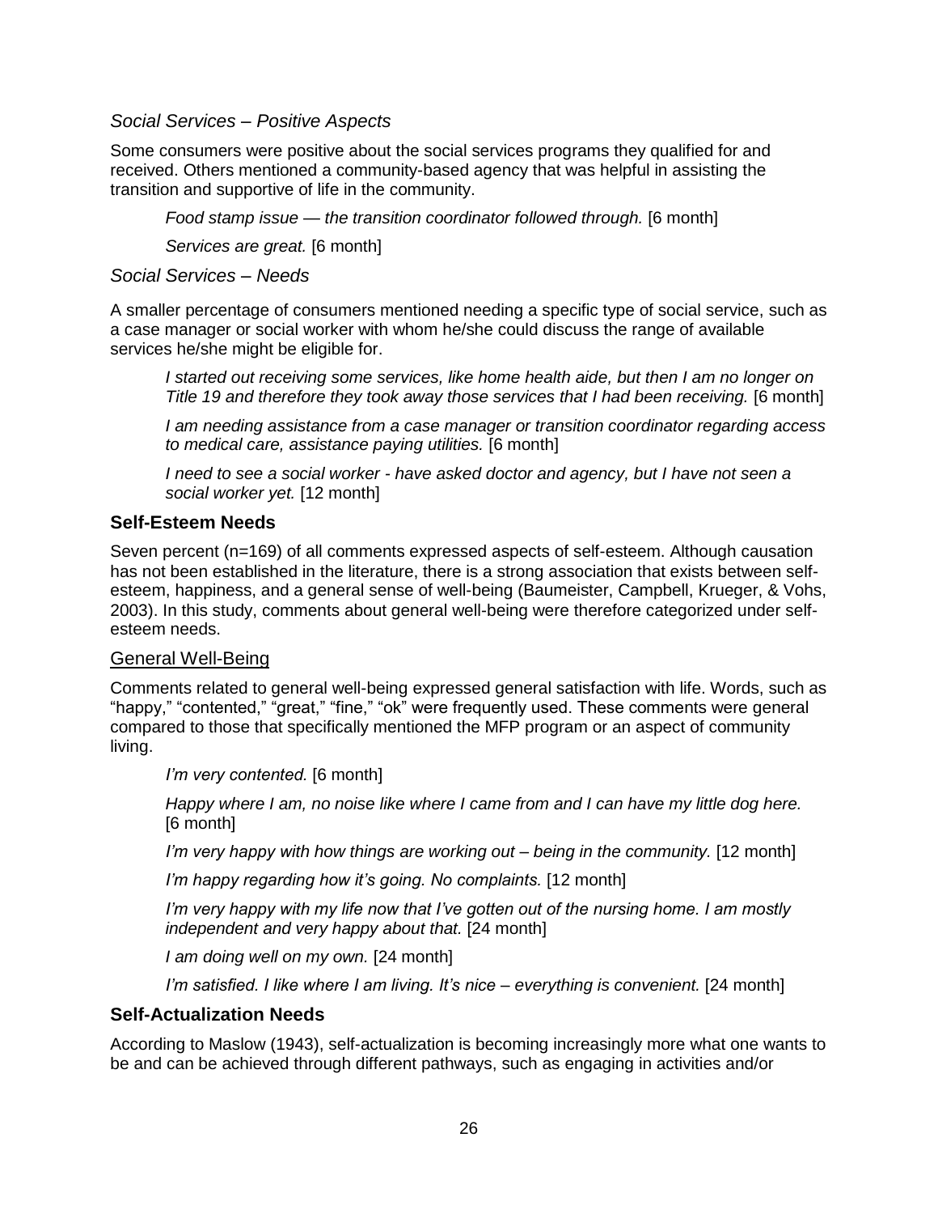*Social Services – Positive Aspects*

Some consumers were positive about the social services programs they qualified for and received. Others mentioned a community-based agency that was helpful in assisting the transition and supportive of life in the community.

> *Food stamp issue — the transition coordinator followed through.* [6 month]
>
> *Services are great.* [6 month]

*Social Services – Needs*

A smaller percentage of consumers mentioned needing a specific type of social service, such as a case manager or social worker with whom he/she could discuss the range of available services he/she might be eligible for.

> *I started out receiving some services, like home health aide, but then I am no longer on Title 19 and therefore they took away those services that I had been receiving.* [6 month]
>
> *I am needing assistance from a case manager or transition coordinator regarding access to medical care, assistance paying utilities.* [6 month]
>
> *I need to see a social worker - have asked doctor and agency, but I have not seen a social worker yet.* [12 month]

### Self-Esteem Needs

Seven percent (n=169) of all comments expressed aspects of self-esteem. Although causation has not been established in the literature, there is a strong association that exists between self-esteem, happiness, and a general sense of well-being (Baumeister, Campbell, Krueger, & Vohs, 2003). In this study, comments about general well-being were therefore categorized under self-esteem needs.

#### General Well-Being

Comments related to general well-being expressed general satisfaction with life. Words, such as "happy," "contented," "great," "fine," "ok" were frequently used. These comments were general compared to those that specifically mentioned the MFP program or an aspect of community living.

> *I'm very contented.* [6 month]
>
> *Happy where I am, no noise like where I came from and I can have my little dog here.* [6 month]
>
> *I'm very happy with how things are working out – being in the community.* [12 month]
>
> *I'm happy regarding how it's going. No complaints.* [12 month]
>
> *I'm very happy with my life now that I've gotten out of the nursing home. I am mostly independent and very happy about that.* [24 month]
>
> *I am doing well on my own.* [24 month]
>
> *I'm satisfied. I like where I am living. It's nice – everything is convenient.* [24 month]

### Self-Actualization Needs

According to Maslow (1943), self-actualization is becoming increasingly more what one wants to be and can be achieved through different pathways, such as engaging in activities and/or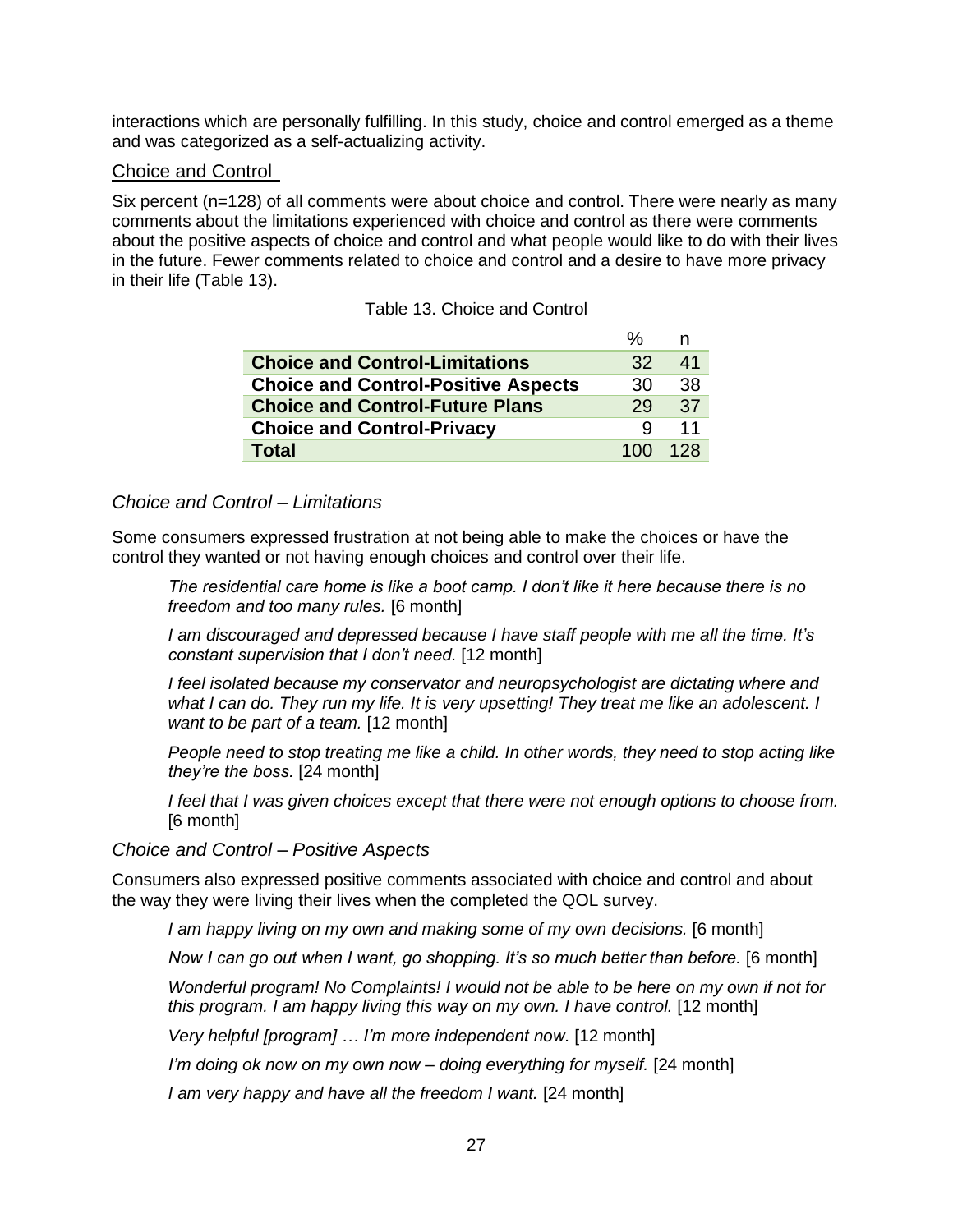interactions which are personally fulfilling. In this study, choice and control emerged as a theme and was categorized as a self-actualizing activity.

## Choice and Control

Six percent (n=128) of all comments were about choice and control. There were nearly as many comments about the limitations experienced with choice and control as there were comments about the positive aspects of choice and control and what people would like to do with their lives in the future. Fewer comments related to choice and control and a desire to have more privacy in their life (Table 13).

Table 13. Choice and Control

| | % | n |
|---|---|---|
| **Choice and Control-Limitations** | 32 | 41 |
| **Choice and Control-Positive Aspects** | 30 | 38 |
| **Choice and Control-Future Plans** | 29 | 37 |
| **Choice and Control-Privacy** | 9 | 11 |
| **Total** | 100 | 128 |

### *Choice and Control – Limitations*

Some consumers expressed frustration at not being able to make the choices or have the control they wanted or not having enough choices and control over their life.

> *The residential care home is like a boot camp. I don't like it here because there is no freedom and too many rules.* [6 month]
>
> *I am discouraged and depressed because I have staff people with me all the time. It's constant supervision that I don't need.* [12 month]
>
> *I feel isolated because my conservator and neuropsychologist are dictating where and what I can do. They run my life. It is very upsetting! They treat me like an adolescent. I want to be part of a team.* [12 month]
>
> *People need to stop treating me like a child. In other words, they need to stop acting like they're the boss.* [24 month]
>
> *I feel that I was given choices except that there were not enough options to choose from.* [6 month]

### *Choice and Control – Positive Aspects*

Consumers also expressed positive comments associated with choice and control and about the way they were living their lives when the completed the QOL survey.

> *I am happy living on my own and making some of my own decisions.* [6 month]
>
> *Now I can go out when I want, go shopping. It's so much better than before.* [6 month]
>
> *Wonderful program! No Complaints! I would not be able to be here on my own if not for this program. I am happy living this way on my own. I have control.* [12 month]
>
> *Very helpful [program] … I'm more independent now.* [12 month]
>
> *I'm doing ok now on my own now – doing everything for myself.* [24 month]
>
> *I am very happy and have all the freedom I want.* [24 month]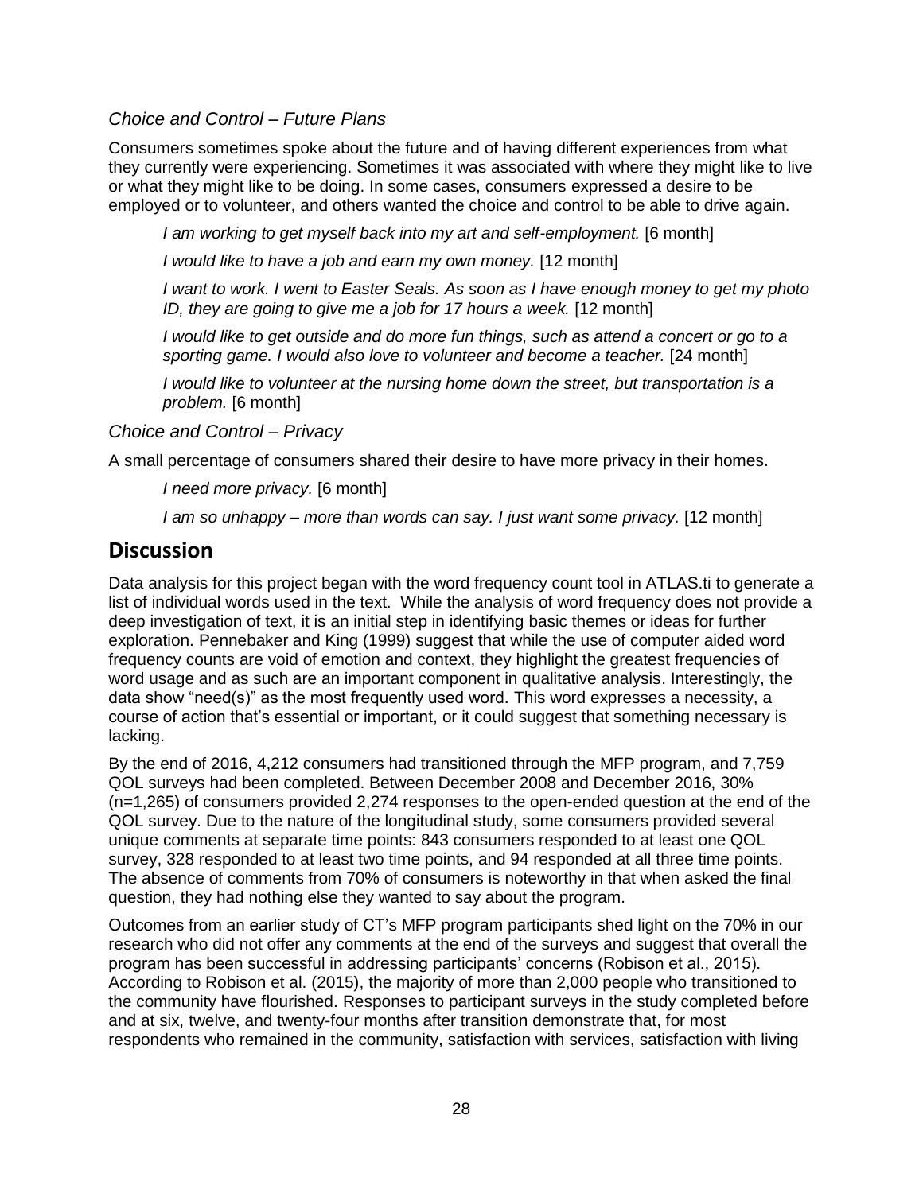*Choice and Control – Future Plans*

Consumers sometimes spoke about the future and of having different experiences from what they currently were experiencing. Sometimes it was associated with where they might like to live or what they might like to be doing. In some cases, consumers expressed a desire to be employed or to volunteer, and others wanted the choice and control to be able to drive again.

> *I am working to get myself back into my art and self-employment.* [6 month]
>
> *I would like to have a job and earn my own money.* [12 month]
>
> *I want to work. I went to Easter Seals. As soon as I have enough money to get my photo ID, they are going to give me a job for 17 hours a week.* [12 month]
>
> *I would like to get outside and do more fun things, such as attend a concert or go to a sporting game. I would also love to volunteer and become a teacher.* [24 month]
>
> *I would like to volunteer at the nursing home down the street, but transportation is a problem.* [6 month]

*Choice and Control – Privacy*

A small percentage of consumers shared their desire to have more privacy in their homes.

> *I need more privacy.* [6 month]
>
> *I am so unhappy – more than words can say. I just want some privacy.* [12 month]

## Discussion

Data analysis for this project began with the word frequency count tool in ATLAS.ti to generate a list of individual words used in the text. While the analysis of word frequency does not provide a deep investigation of text, it is an initial step in identifying basic themes or ideas for further exploration. Pennebaker and King (1999) suggest that while the use of computer aided word frequency counts are void of emotion and context, they highlight the greatest frequencies of word usage and as such are an important component in qualitative analysis. Interestingly, the data show "need(s)" as the most frequently used word. This word expresses a necessity, a course of action that's essential or important, or it could suggest that something necessary is lacking.

By the end of 2016, 4,212 consumers had transitioned through the MFP program, and 7,759 QOL surveys had been completed. Between December 2008 and December 2016, 30% (n=1,265) of consumers provided 2,274 responses to the open-ended question at the end of the QOL survey. Due to the nature of the longitudinal study, some consumers provided several unique comments at separate time points: 843 consumers responded to at least one QOL survey, 328 responded to at least two time points, and 94 responded at all three time points. The absence of comments from 70% of consumers is noteworthy in that when asked the final question, they had nothing else they wanted to say about the program.

Outcomes from an earlier study of CT's MFP program participants shed light on the 70% in our research who did not offer any comments at the end of the surveys and suggest that overall the program has been successful in addressing participants' concerns (Robison et al., 2015). According to Robison et al. (2015), the majority of more than 2,000 people who transitioned to the community have flourished. Responses to participant surveys in the study completed before and at six, twelve, and twenty-four months after transition demonstrate that, for most respondents who remained in the community, satisfaction with services, satisfaction with living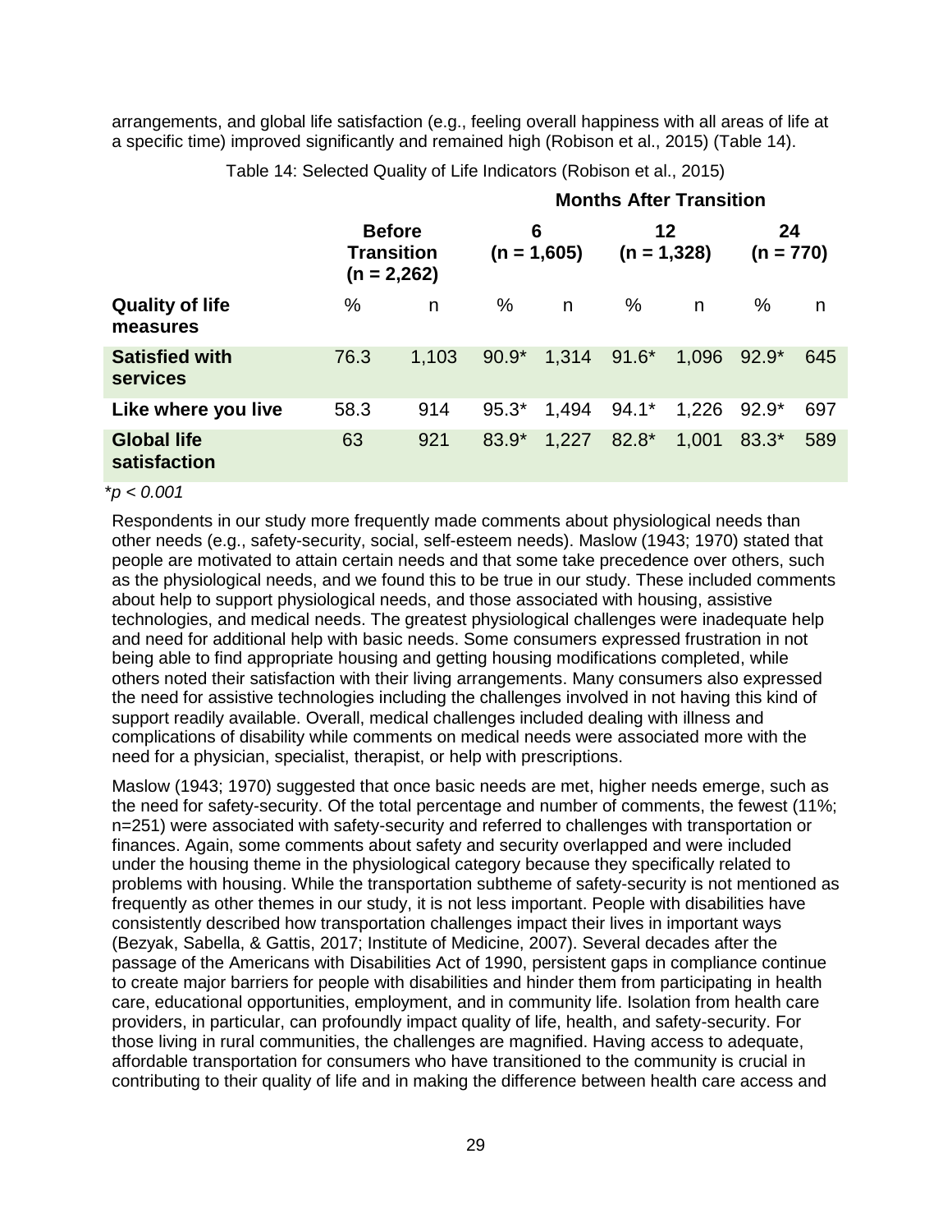arrangements, and global life satisfaction (e.g., feeling overall happiness with all areas of life at a specific time) improved significantly and remained high (Robison et al., 2015) (Table 14).

Table 14: Selected Quality of Life Indicators (Robison et al., 2015)

| | | | **Months After Transition** | | | | | |
|---|---|---|---|---|---|---|---|---|
| | **Before Transition (n = 2,262)** | | **6 (n = 1,605)** | | **12 (n = 1,328)** | | **24 (n = 770)** | |
| **Quality of life measures** | % | n | % | n | % | n | % | n |
| **Satisfied with services** | 76.3 | 1,103 | 90.9* | 1,314 | 91.6* | 1,096 | 92.9* | 645 |
| **Like where you live** | 58.3 | 914 | 95.3* | 1,494 | 94.1* | 1,226 | 92.9* | 697 |
| **Global life satisfaction** | 63 | 921 | 83.9* | 1,227 | 82.8* | 1,001 | 83.3* | 589 |

*$p < 0.001$

Respondents in our study more frequently made comments about physiological needs than other needs (e.g., safety-security, social, self-esteem needs). Maslow (1943; 1970) stated that people are motivated to attain certain needs and that some take precedence over others, such as the physiological needs, and we found this to be true in our study. These included comments about help to support physiological needs, and those associated with housing, assistive technologies, and medical needs. The greatest physiological challenges were inadequate help and need for additional help with basic needs. Some consumers expressed frustration in not being able to find appropriate housing and getting housing modifications completed, while others noted their satisfaction with their living arrangements. Many consumers also expressed the need for assistive technologies including the challenges involved in not having this kind of support readily available. Overall, medical challenges included dealing with illness and complications of disability while comments on medical needs were associated more with the need for a physician, specialist, therapist, or help with prescriptions.

Maslow (1943; 1970) suggested that once basic needs are met, higher needs emerge, such as the need for safety-security. Of the total percentage and number of comments, the fewest (11%; n=251) were associated with safety-security and referred to challenges with transportation or finances. Again, some comments about safety and security overlapped and were included under the housing theme in the physiological category because they specifically related to problems with housing. While the transportation subtheme of safety-security is not mentioned as frequently as other themes in our study, it is not less important. People with disabilities have consistently described how transportation challenges impact their lives in important ways (Bezyak, Sabella, & Gattis, 2017; Institute of Medicine, 2007). Several decades after the passage of the Americans with Disabilities Act of 1990, persistent gaps in compliance continue to create major barriers for people with disabilities and hinder them from participating in health care, educational opportunities, employment, and in community life. Isolation from health care providers, in particular, can profoundly impact quality of life, health, and safety-security. For those living in rural communities, the challenges are magnified. Having access to adequate, affordable transportation for consumers who have transitioned to the community is crucial in contributing to their quality of life and in making the difference between health care access and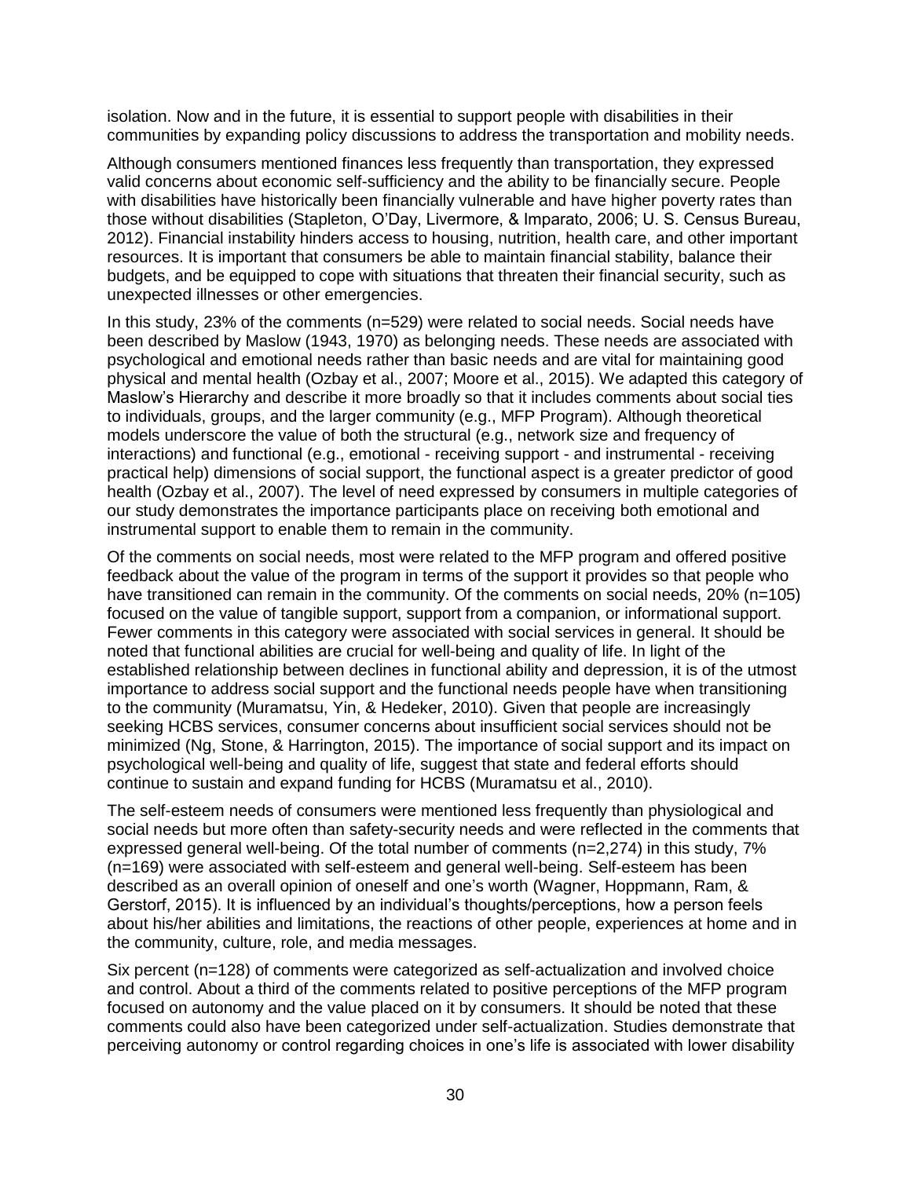isolation. Now and in the future, it is essential to support people with disabilities in their communities by expanding policy discussions to address the transportation and mobility needs.

Although consumers mentioned finances less frequently than transportation, they expressed valid concerns about economic self-sufficiency and the ability to be financially secure. People with disabilities have historically been financially vulnerable and have higher poverty rates than those without disabilities (Stapleton, O'Day, Livermore, & Imparato, 2006; U. S. Census Bureau, 2012). Financial instability hinders access to housing, nutrition, health care, and other important resources. It is important that consumers be able to maintain financial stability, balance their budgets, and be equipped to cope with situations that threaten their financial security, such as unexpected illnesses or other emergencies.

In this study, 23% of the comments (n=529) were related to social needs. Social needs have been described by Maslow (1943, 1970) as belonging needs. These needs are associated with psychological and emotional needs rather than basic needs and are vital for maintaining good physical and mental health (Ozbay et al., 2007; Moore et al., 2015). We adapted this category of Maslow's Hierarchy and describe it more broadly so that it includes comments about social ties to individuals, groups, and the larger community (e.g., MFP Program). Although theoretical models underscore the value of both the structural (e.g., network size and frequency of interactions) and functional (e.g., emotional - receiving support - and instrumental - receiving practical help) dimensions of social support, the functional aspect is a greater predictor of good health (Ozbay et al., 2007). The level of need expressed by consumers in multiple categories of our study demonstrates the importance participants place on receiving both emotional and instrumental support to enable them to remain in the community.

Of the comments on social needs, most were related to the MFP program and offered positive feedback about the value of the program in terms of the support it provides so that people who have transitioned can remain in the community. Of the comments on social needs, 20% (n=105) focused on the value of tangible support, support from a companion, or informational support. Fewer comments in this category were associated with social services in general. It should be noted that functional abilities are crucial for well-being and quality of life. In light of the established relationship between declines in functional ability and depression, it is of the utmost importance to address social support and the functional needs people have when transitioning to the community (Muramatsu, Yin, & Hedeker, 2010). Given that people are increasingly seeking HCBS services, consumer concerns about insufficient social services should not be minimized (Ng, Stone, & Harrington, 2015). The importance of social support and its impact on psychological well-being and quality of life, suggest that state and federal efforts should continue to sustain and expand funding for HCBS (Muramatsu et al., 2010).

The self-esteem needs of consumers were mentioned less frequently than physiological and social needs but more often than safety-security needs and were reflected in the comments that expressed general well-being. Of the total number of comments (n=2,274) in this study, 7% (n=169) were associated with self-esteem and general well-being. Self-esteem has been described as an overall opinion of oneself and one's worth (Wagner, Hoppmann, Ram, & Gerstorf, 2015). It is influenced by an individual's thoughts/perceptions, how a person feels about his/her abilities and limitations, the reactions of other people, experiences at home and in the community, culture, role, and media messages.

Six percent (n=128) of comments were categorized as self-actualization and involved choice and control. About a third of the comments related to positive perceptions of the MFP program focused on autonomy and the value placed on it by consumers. It should be noted that these comments could also have been categorized under self-actualization. Studies demonstrate that perceiving autonomy or control regarding choices in one's life is associated with lower disability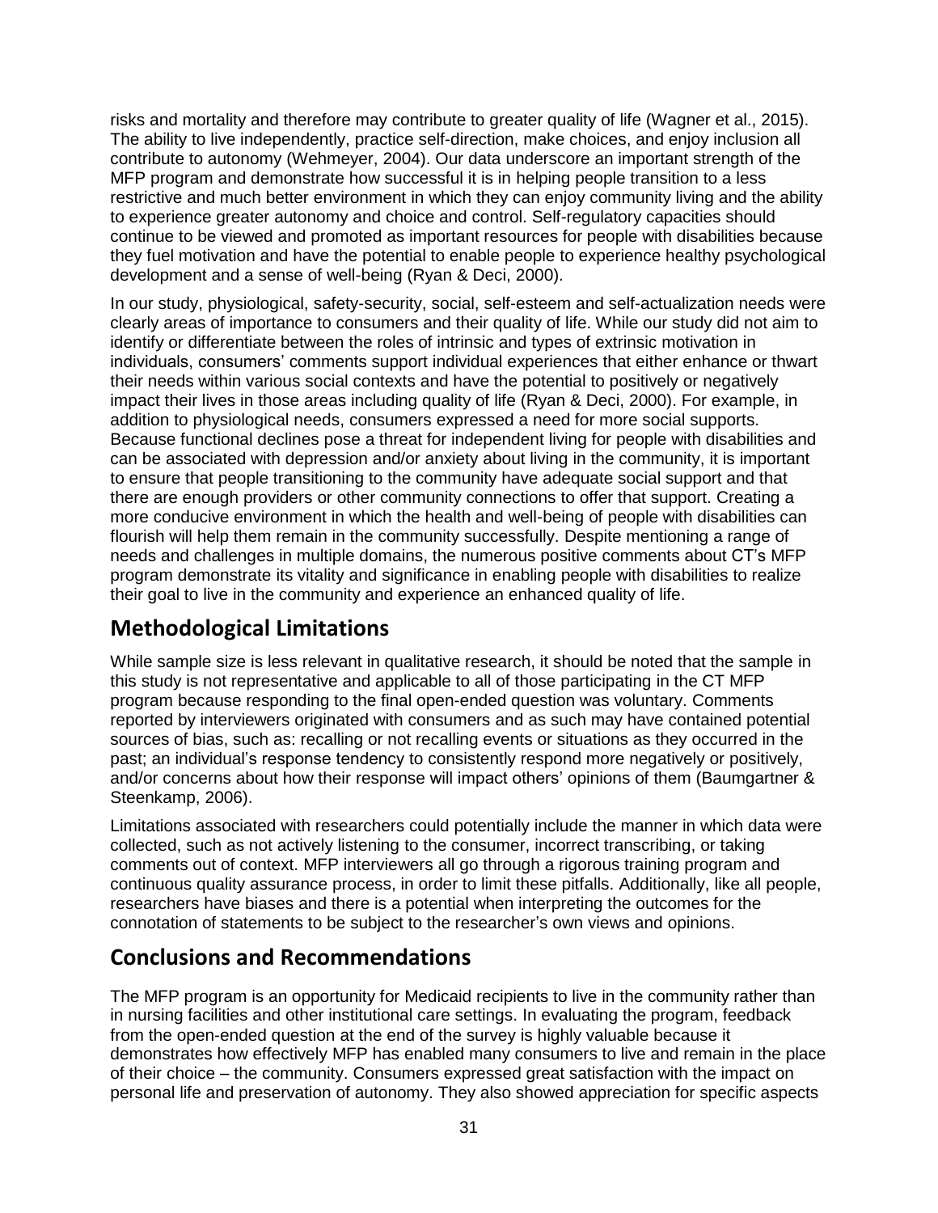risks and mortality and therefore may contribute to greater quality of life (Wagner et al., 2015). The ability to live independently, practice self-direction, make choices, and enjoy inclusion all contribute to autonomy (Wehmeyer, 2004). Our data underscore an important strength of the MFP program and demonstrate how successful it is in helping people transition to a less restrictive and much better environment in which they can enjoy community living and the ability to experience greater autonomy and choice and control. Self-regulatory capacities should continue to be viewed and promoted as important resources for people with disabilities because they fuel motivation and have the potential to enable people to experience healthy psychological development and a sense of well-being (Ryan & Deci, 2000).

In our study, physiological, safety-security, social, self-esteem and self-actualization needs were clearly areas of importance to consumers and their quality of life. While our study did not aim to identify or differentiate between the roles of intrinsic and types of extrinsic motivation in individuals, consumers' comments support individual experiences that either enhance or thwart their needs within various social contexts and have the potential to positively or negatively impact their lives in those areas including quality of life (Ryan & Deci, 2000). For example, in addition to physiological needs, consumers expressed a need for more social supports. Because functional declines pose a threat for independent living for people with disabilities and can be associated with depression and/or anxiety about living in the community, it is important to ensure that people transitioning to the community have adequate social support and that there are enough providers or other community connections to offer that support. Creating a more conducive environment in which the health and well-being of people with disabilities can flourish will help them remain in the community successfully. Despite mentioning a range of needs and challenges in multiple domains, the numerous positive comments about CT's MFP program demonstrate its vitality and significance in enabling people with disabilities to realize their goal to live in the community and experience an enhanced quality of life.

## Methodological Limitations

While sample size is less relevant in qualitative research, it should be noted that the sample in this study is not representative and applicable to all of those participating in the CT MFP program because responding to the final open-ended question was voluntary. Comments reported by interviewers originated with consumers and as such may have contained potential sources of bias, such as: recalling or not recalling events or situations as they occurred in the past; an individual's response tendency to consistently respond more negatively or positively, and/or concerns about how their response will impact others' opinions of them (Baumgartner & Steenkamp, 2006).

Limitations associated with researchers could potentially include the manner in which data were collected, such as not actively listening to the consumer, incorrect transcribing, or taking comments out of context. MFP interviewers all go through a rigorous training program and continuous quality assurance process, in order to limit these pitfalls. Additionally, like all people, researchers have biases and there is a potential when interpreting the outcomes for the connotation of statements to be subject to the researcher's own views and opinions.

## Conclusions and Recommendations

The MFP program is an opportunity for Medicaid recipients to live in the community rather than in nursing facilities and other institutional care settings. In evaluating the program, feedback from the open-ended question at the end of the survey is highly valuable because it demonstrates how effectively MFP has enabled many consumers to live and remain in the place of their choice – the community. Consumers expressed great satisfaction with the impact on personal life and preservation of autonomy. They also showed appreciation for specific aspects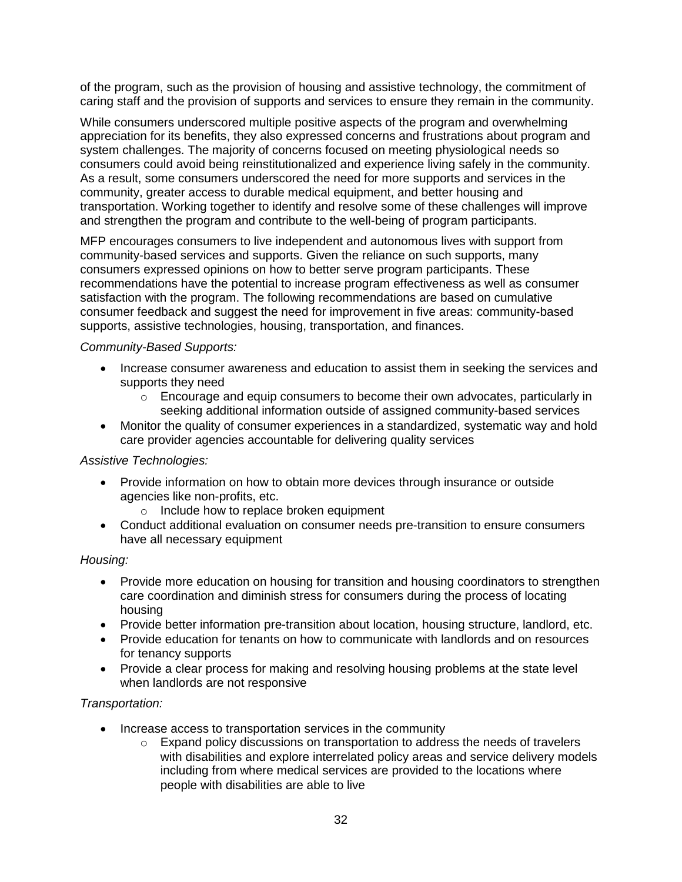of the program, such as the provision of housing and assistive technology, the commitment of caring staff and the provision of supports and services to ensure they remain in the community.

While consumers underscored multiple positive aspects of the program and overwhelming appreciation for its benefits, they also expressed concerns and frustrations about program and system challenges. The majority of concerns focused on meeting physiological needs so consumers could avoid being reinstitutionalized and experience living safely in the community. As a result, some consumers underscored the need for more supports and services in the community, greater access to durable medical equipment, and better housing and transportation. Working together to identify and resolve some of these challenges will improve and strengthen the program and contribute to the well-being of program participants.

MFP encourages consumers to live independent and autonomous lives with support from community-based services and supports. Given the reliance on such supports, many consumers expressed opinions on how to better serve program participants. These recommendations have the potential to increase program effectiveness as well as consumer satisfaction with the program. The following recommendations are based on cumulative consumer feedback and suggest the need for improvement in five areas: community-based supports, assistive technologies, housing, transportation, and finances.

*Community-Based Supports:*

- Increase consumer awareness and education to assist them in seeking the services and supports they need
  - Encourage and equip consumers to become their own advocates, particularly in seeking additional information outside of assigned community-based services
- Monitor the quality of consumer experiences in a standardized, systematic way and hold care provider agencies accountable for delivering quality services

*Assistive Technologies:*

- Provide information on how to obtain more devices through insurance or outside agencies like non-profits, etc.
  - Include how to replace broken equipment
- Conduct additional evaluation on consumer needs pre-transition to ensure consumers have all necessary equipment

*Housing:*

- Provide more education on housing for transition and housing coordinators to strengthen care coordination and diminish stress for consumers during the process of locating housing
- Provide better information pre-transition about location, housing structure, landlord, etc.
- Provide education for tenants on how to communicate with landlords and on resources for tenancy supports
- Provide a clear process for making and resolving housing problems at the state level when landlords are not responsive

*Transportation:*

- Increase access to transportation services in the community
  - Expand policy discussions on transportation to address the needs of travelers with disabilities and explore interrelated policy areas and service delivery models including from where medical services are provided to the locations where people with disabilities are able to live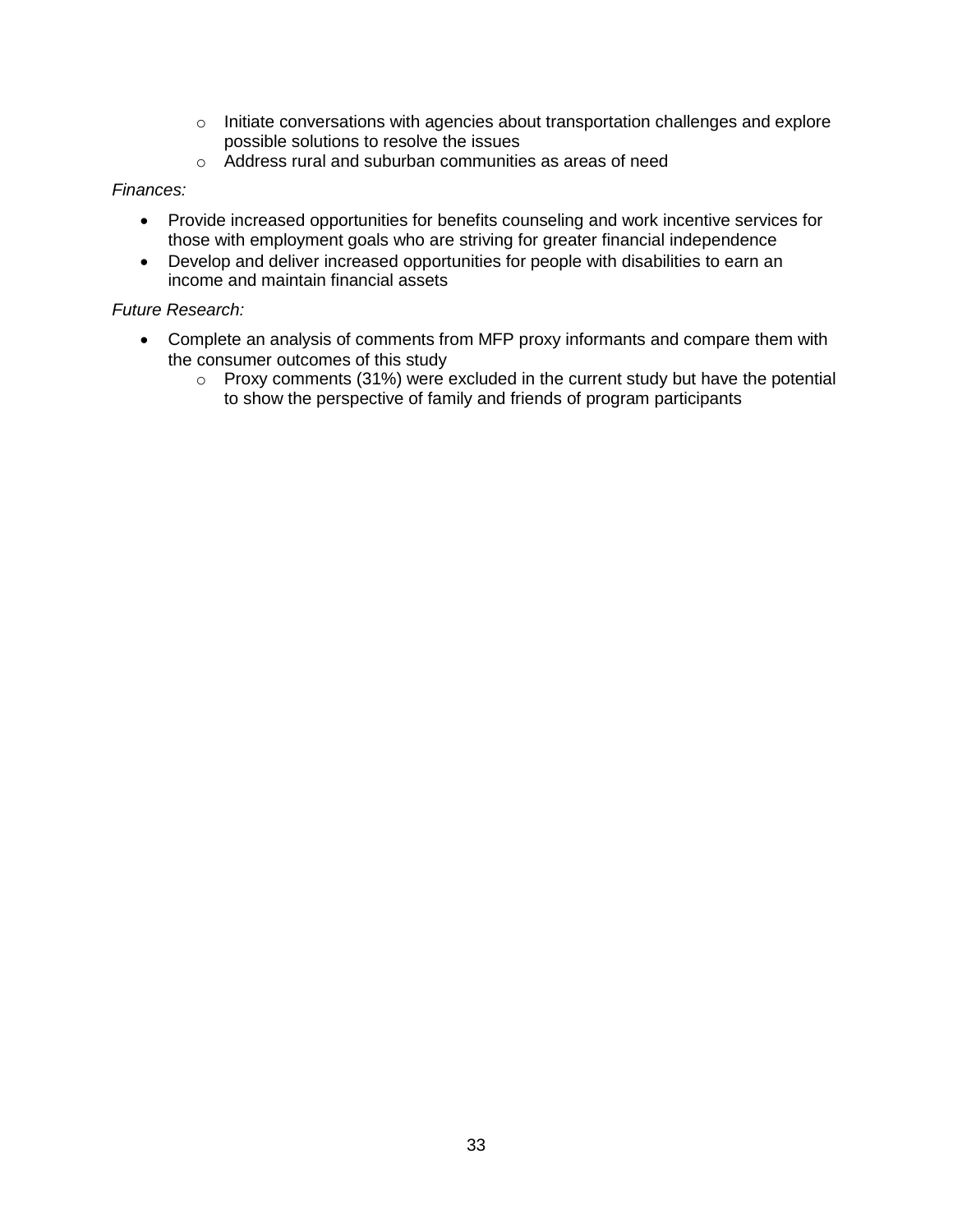- Initiate conversations with agencies about transportation challenges and explore possible solutions to resolve the issues
    - Address rural and suburban communities as areas of need

*Finances:*

- Provide increased opportunities for benefits counseling and work incentive services for those with employment goals who are striving for greater financial independence
- Develop and deliver increased opportunities for people with disabilities to earn an income and maintain financial assets

*Future Research:*

- Complete an analysis of comments from MFP proxy informants and compare them with the consumer outcomes of this study
    - Proxy comments (31%) were excluded in the current study but have the potential to show the perspective of family and friends of program participants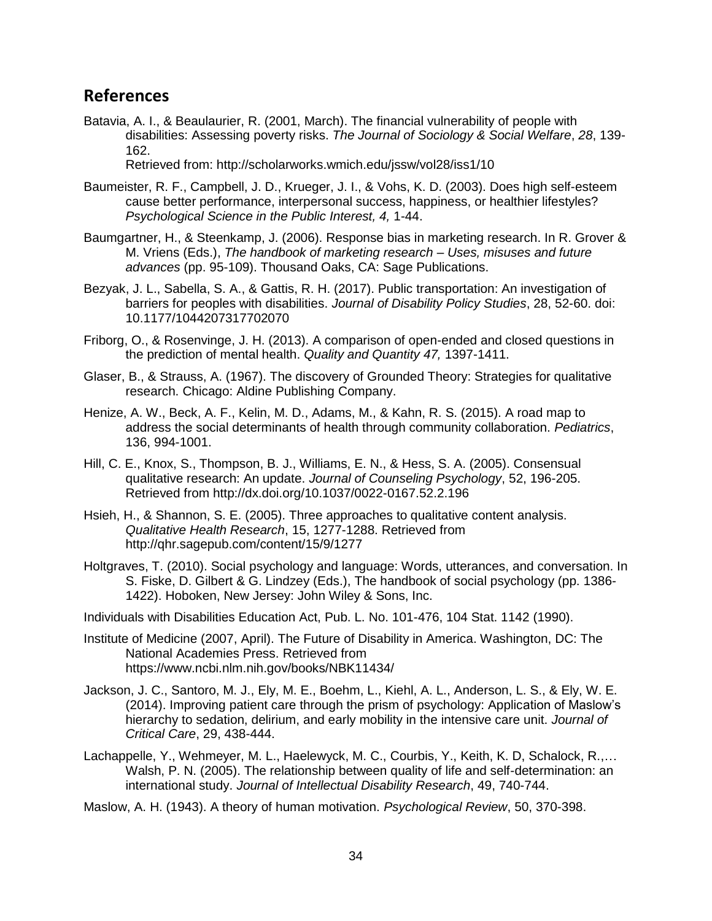## References

Batavia, A. I., & Beaulaurier, R. (2001, March). The financial vulnerability of people with disabilities: Assessing poverty risks. *The Journal of Sociology & Social Welfare*, *28*, 139-162. Retrieved from: http://scholarworks.wmich.edu/jssw/vol28/iss1/10

Baumeister, R. F., Campbell, J. D., Krueger, J. I., & Vohs, K. D. (2003). Does high self-esteem cause better performance, interpersonal success, happiness, or healthier lifestyles? *Psychological Science in the Public Interest, 4,* 1-44.

Baumgartner, H., & Steenkamp, J. (2006). Response bias in marketing research. In R. Grover & M. Vriens (Eds.), *The handbook of marketing research – Uses, misuses and future advances* (pp. 95-109). Thousand Oaks, CA: Sage Publications.

Bezyak, J. L., Sabella, S. A., & Gattis, R. H. (2017). Public transportation: An investigation of barriers for peoples with disabilities. *Journal of Disability Policy Studies*, 28, 52-60. doi: 10.1177/1044207317702070

Friborg, O., & Rosenvinge, J. H. (2013). A comparison of open-ended and closed questions in the prediction of mental health. *Quality and Quantity 47,* 1397-1411.

Glaser, B., & Strauss, A. (1967). The discovery of Grounded Theory: Strategies for qualitative research. Chicago: Aldine Publishing Company.

Henize, A. W., Beck, A. F., Kelin, M. D., Adams, M., & Kahn, R. S. (2015). A road map to address the social determinants of health through community collaboration. *Pediatrics*, 136, 994-1001.

Hill, C. E., Knox, S., Thompson, B. J., Williams, E. N., & Hess, S. A. (2005). Consensual qualitative research: An update. *Journal of Counseling Psychology*, 52, 196-205. Retrieved from http://dx.doi.org/10.1037/0022-0167.52.2.196

Hsieh, H., & Shannon, S. E. (2005). Three approaches to qualitative content analysis. *Qualitative Health Research*, 15, 1277-1288. Retrieved from http://qhr.sagepub.com/content/15/9/1277

Holtgraves, T. (2010). Social psychology and language: Words, utterances, and conversation. In S. Fiske, D. Gilbert & G. Lindzey (Eds.), The handbook of social psychology (pp. 1386-1422). Hoboken, New Jersey: John Wiley & Sons, Inc.

Individuals with Disabilities Education Act, Pub. L. No. 101-476, 104 Stat. 1142 (1990).

Institute of Medicine (2007, April). The Future of Disability in America. Washington, DC: The National Academies Press. Retrieved from https://www.ncbi.nlm.nih.gov/books/NBK11434/

Jackson, J. C., Santoro, M. J., Ely, M. E., Boehm, L., Kiehl, A. L., Anderson, L. S., & Ely, W. E. (2014). Improving patient care through the prism of psychology: Application of Maslow's hierarchy to sedation, delirium, and early mobility in the intensive care unit. *Journal of Critical Care*, 29, 438-444.

Lachappelle, Y., Wehmeyer, M. L., Haelewyck, M. C., Courbis, Y., Keith, K. D, Schalock, R.,… Walsh, P. N. (2005). The relationship between quality of life and self-determination: an international study. *Journal of Intellectual Disability Research*, 49, 740-744.

Maslow, A. H. (1943). A theory of human motivation. *Psychological Review*, 50, 370-398.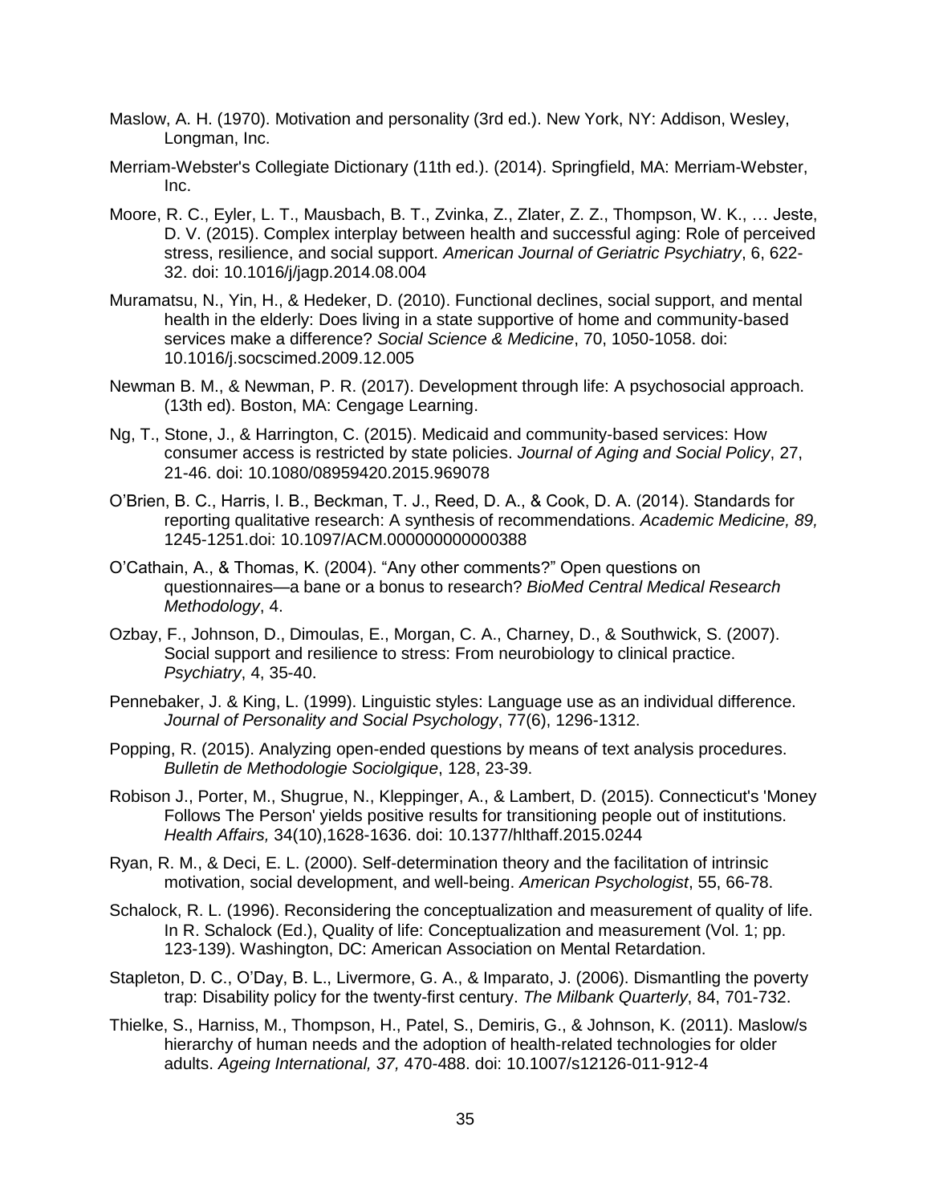Maslow, A. H. (1970). Motivation and personality (3rd ed.). New York, NY: Addison, Wesley, Longman, Inc.

Merriam-Webster's Collegiate Dictionary (11th ed.). (2014). Springfield, MA: Merriam-Webster, Inc.

Moore, R. C., Eyler, L. T., Mausbach, B. T., Zvinka, Z., Zlater, Z. Z., Thompson, W. K., … Jeste, D. V. (2015). Complex interplay between health and successful aging: Role of perceived stress, resilience, and social support. *American Journal of Geriatric Psychiatry*, 6, 622-32. doi: 10.1016/j/jagp.2014.08.004

Muramatsu, N., Yin, H., & Hedeker, D. (2010). Functional declines, social support, and mental health in the elderly: Does living in a state supportive of home and community-based services make a difference? *Social Science & Medicine*, 70, 1050-1058. doi: 10.1016/j.socscimed.2009.12.005

Newman B. M., & Newman, P. R. (2017). Development through life: A psychosocial approach. (13th ed). Boston, MA: Cengage Learning.

Ng, T., Stone, J., & Harrington, C. (2015). Medicaid and community-based services: How consumer access is restricted by state policies. *Journal of Aging and Social Policy*, 27, 21-46. doi: 10.1080/08959420.2015.969078

O'Brien, B. C., Harris, I. B., Beckman, T. J., Reed, D. A., & Cook, D. A. (2014). Standards for reporting qualitative research: A synthesis of recommendations. *Academic Medicine, 89,* 1245-1251.doi: 10.1097/ACM.000000000000388

O'Cathain, A., & Thomas, K. (2004). "Any other comments?" Open questions on questionnaires—a bane or a bonus to research? *BioMed Central Medical Research Methodology*, 4.

Ozbay, F., Johnson, D., Dimoulas, E., Morgan, C. A., Charney, D., & Southwick, S. (2007). Social support and resilience to stress: From neurobiology to clinical practice. *Psychiatry*, 4, 35-40.

Pennebaker, J. & King, L. (1999). Linguistic styles: Language use as an individual difference. *Journal of Personality and Social Psychology*, 77(6), 1296-1312.

Popping, R. (2015). Analyzing open-ended questions by means of text analysis procedures. *Bulletin de Methodologie Sociolgique*, 128, 23-39.

Robison J., Porter, M., Shugrue, N., Kleppinger, A., & Lambert, D. (2015). Connecticut's 'Money Follows The Person' yields positive results for transitioning people out of institutions. *Health Affairs,* 34(10),1628-1636. doi: 10.1377/hlthaff.2015.0244

Ryan, R. M., & Deci, E. L. (2000). Self-determination theory and the facilitation of intrinsic motivation, social development, and well-being. *American Psychologist*, 55, 66-78.

Schalock, R. L. (1996). Reconsidering the conceptualization and measurement of quality of life. In R. Schalock (Ed.), Quality of life: Conceptualization and measurement (Vol. 1; pp. 123-139). Washington, DC: American Association on Mental Retardation.

Stapleton, D. C., O'Day, B. L., Livermore, G. A., & Imparato, J. (2006). Dismantling the poverty trap: Disability policy for the twenty-first century. *The Milbank Quarterly*, 84, 701-732.

Thielke, S., Harniss, M., Thompson, H., Patel, S., Demiris, G., & Johnson, K. (2011). Maslow/s hierarchy of human needs and the adoption of health-related technologies for older adults. *Ageing International, 37,* 470-488. doi: 10.1007/s12126-011-912-4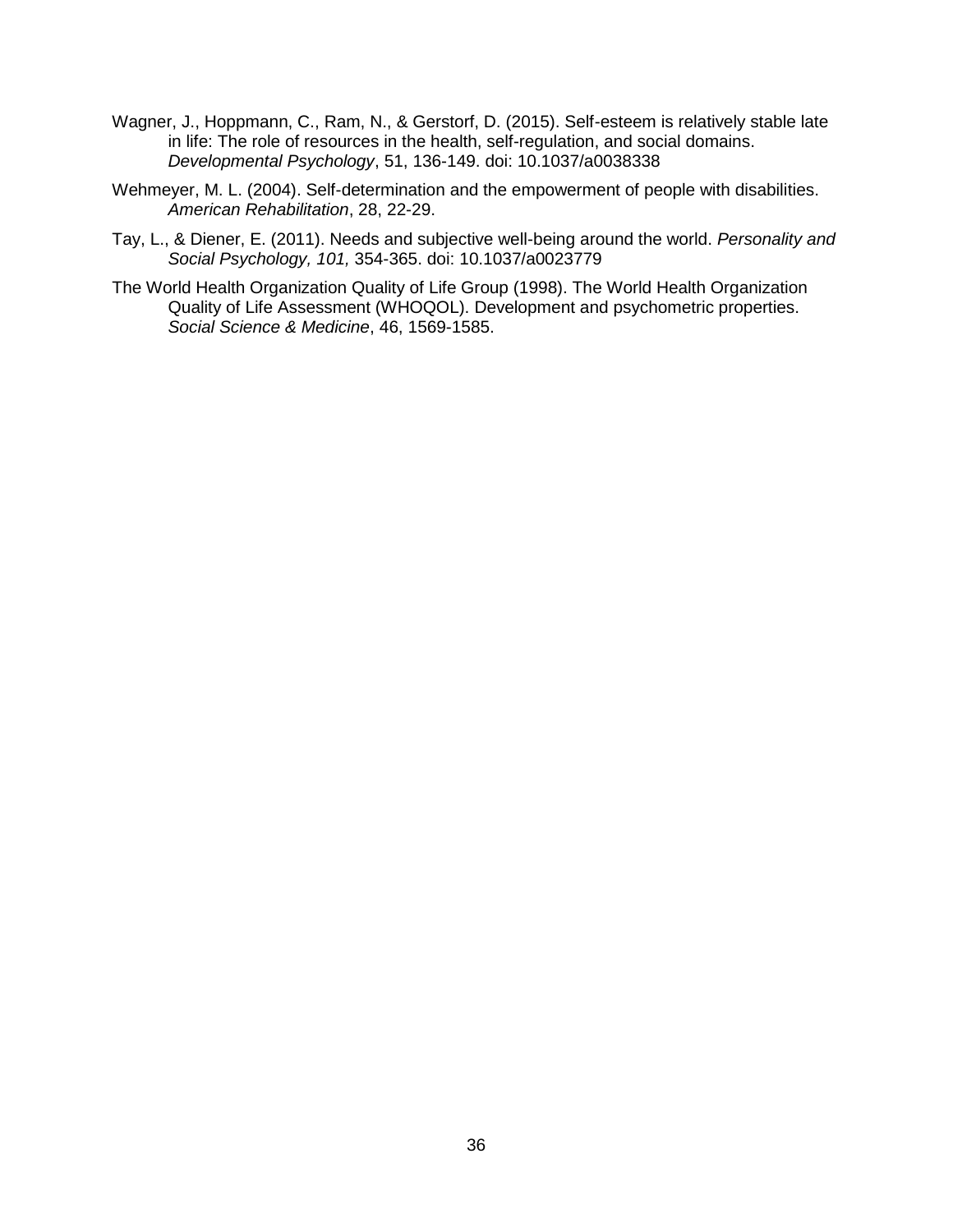Wagner, J., Hoppmann, C., Ram, N., & Gerstorf, D. (2015). Self-esteem is relatively stable late in life: The role of resources in the health, self-regulation, and social domains. *Developmental Psychology*, 51, 136-149. doi: 10.1037/a0038338

Wehmeyer, M. L. (2004). Self-determination and the empowerment of people with disabilities. *American Rehabilitation*, 28, 22-29.

Tay, L., & Diener, E. (2011). Needs and subjective well-being around the world. *Personality and Social Psychology, 101,* 354-365. doi: 10.1037/a0023779

The World Health Organization Quality of Life Group (1998). The World Health Organization Quality of Life Assessment (WHOQOL). Development and psychometric properties. *Social Science & Medicine*, 46, 1569-1585.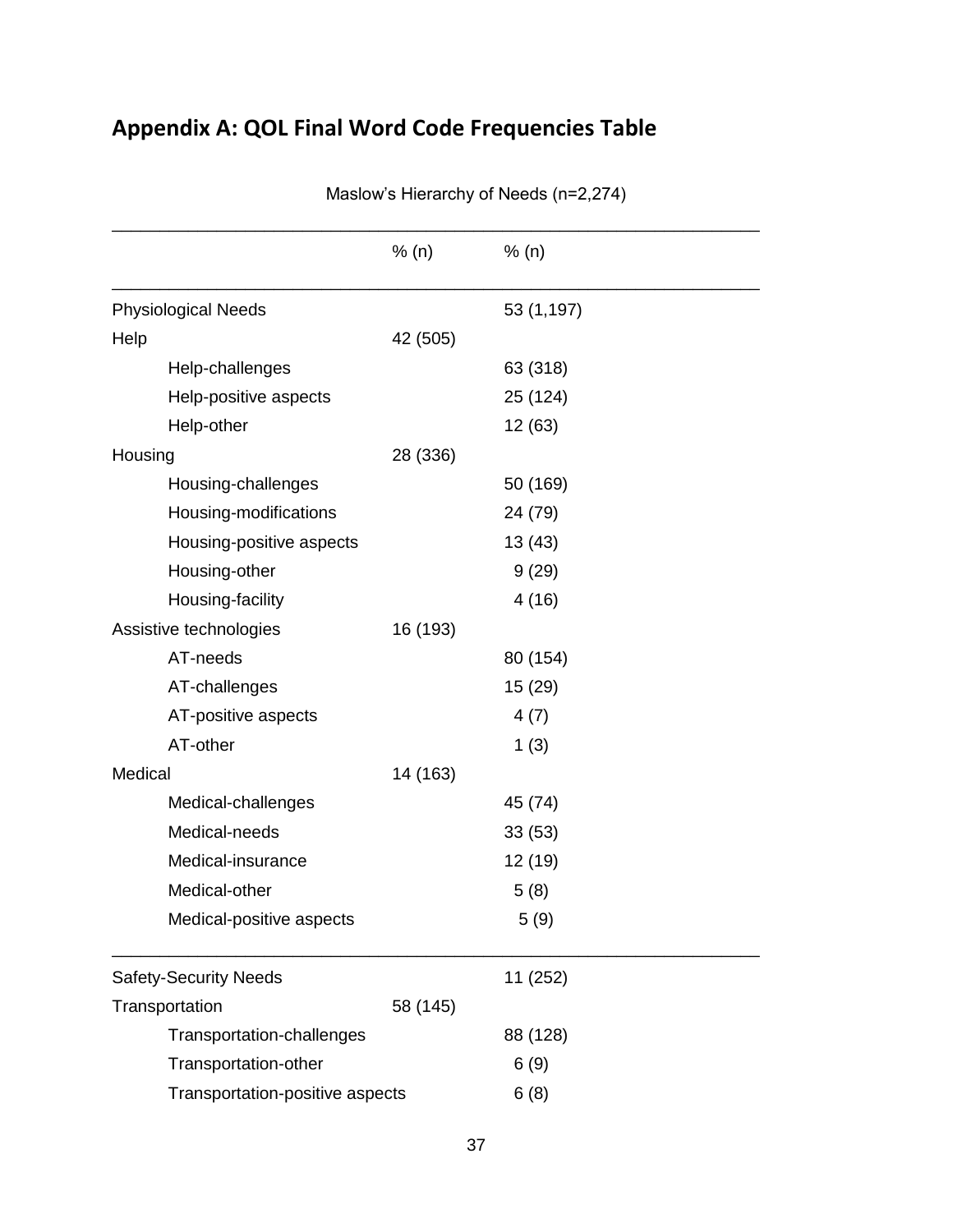## Appendix A: QOL Final Word Code Frequencies Table

Maslow's Hierarchy of Needs (n=2,274)

| | % (n) | % (n) |
|---|---|---|
| Physiological Needs | | 53 (1,197) |
| Help | 42 (505) | |
| Help-challenges | | 63 (318) |
| Help-positive aspects | | 25 (124) |
| Help-other | | 12 (63) |
| Housing | 28 (336) | |
| Housing-challenges | | 50 (169) |
| Housing-modifications | | 24 (79) |
| Housing-positive aspects | | 13 (43) |
| Housing-other | | 9 (29) |
| Housing-facility | | 4 (16) |
| Assistive technologies | 16 (193) | |
| AT-needs | | 80 (154) |
| AT-challenges | | 15 (29) |
| AT-positive aspects | | 4 (7) |
| AT-other | | 1 (3) |
| Medical | 14 (163) | |
| Medical-challenges | | 45 (74) |
| Medical-needs | | 33 (53) |
| Medical-insurance | | 12 (19) |
| Medical-other | | 5 (8) |
| Medical-positive aspects | | 5 (9) |
| Safety-Security Needs | | 11 (252) |
| Transportation | 58 (145) | |
| Transportation-challenges | | 88 (128) |
| Transportation-other | | 6 (9) |
| Transportation-positive aspects | | 6 (8) |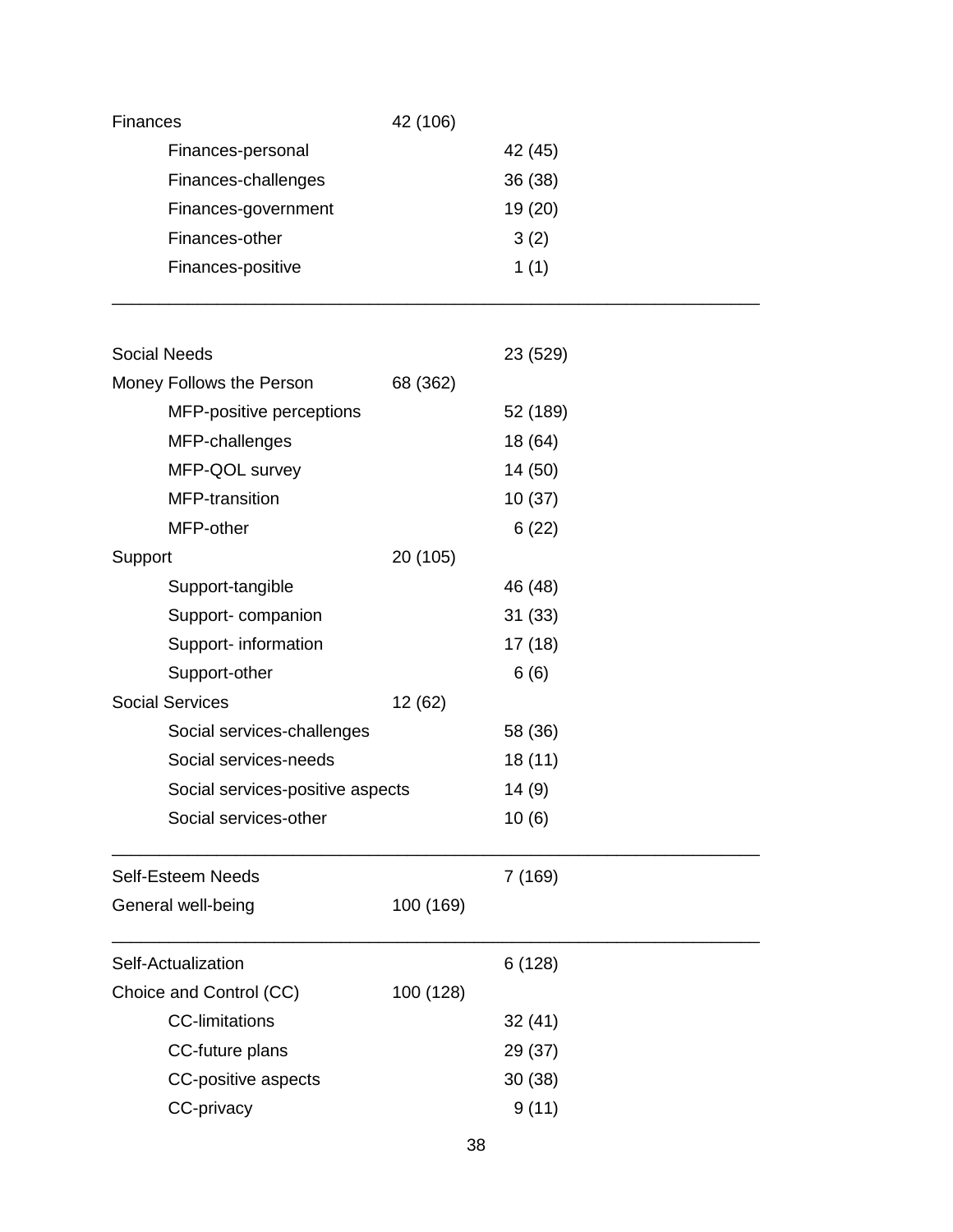| | | |
|---|---|---|
| Finances | 42 (106) | |
| Finances-personal | | 42 (45) |
| Finances-challenges | | 36 (38) |
| Finances-government | | 19 (20) |
| Finances-other | | 3 (2) |
| Finances-positive | | 1 (1) |
| Social Needs | | 23 (529) |
| Money Follows the Person | 68 (362) | |
| MFP-positive perceptions | | 52 (189) |
| MFP-challenges | | 18 (64) |
| MFP-QOL survey | | 14 (50) |
| MFP-transition | | 10 (37) |
| MFP-other | | 6 (22) |
| Support | 20 (105) | |
| Support-tangible | | 46 (48) |
| Support- companion | | 31 (33) |
| Support- information | | 17 (18) |
| Support-other | | 6 (6) |
| Social Services | 12 (62) | |
| Social services-challenges | | 58 (36) |
| Social services-needs | | 18 (11) |
| Social services-positive aspects | | 14 (9) |
| Social services-other | | 10 (6) |
| Self-Esteem Needs | | 7 (169) |
| General well-being | 100 (169) | |
| Self-Actualization | | 6 (128) |
| Choice and Control (CC) | 100 (128) | |
| CC-limitations | | 32 (41) |
| CC-future plans | | 29 (37) |
| CC-positive aspects | | 30 (38) |
| CC-privacy | | 9 (11) |